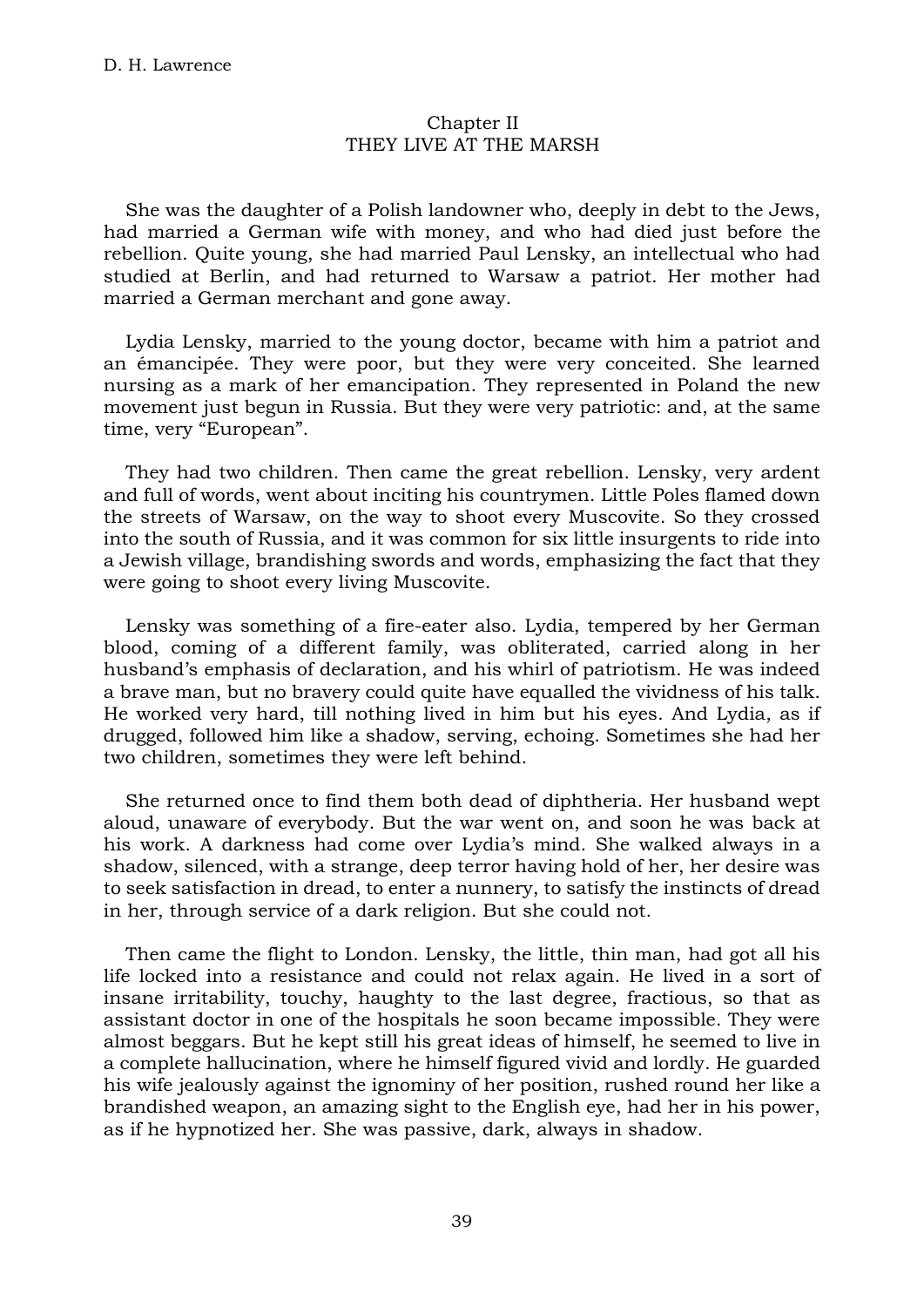## Chapter II
## THEY LIVE AT THE MARSH

She was the daughter of a Polish landowner who, deeply in debt to the Jews, had married a German wife with money, and who had died just before the rebellion. Quite young, she had married Paul Lensky, an intellectual who had studied at Berlin, and had returned to Warsaw a patriot. Her mother had married a German merchant and gone away.

Lydia Lensky, married to the young doctor, became with him a patriot and an émancipée. They were poor, but they were very conceited. She learned nursing as a mark of her emancipation. They represented in Poland the new movement just begun in Russia. But they were very patriotic: and, at the same time, very "European".

They had two children. Then came the great rebellion. Lensky, very ardent and full of words, went about inciting his countrymen. Little Poles flamed down the streets of Warsaw, on the way to shoot every Muscovite. So they crossed into the south of Russia, and it was common for six little insurgents to ride into a Jewish village, brandishing swords and words, emphasizing the fact that they were going to shoot every living Muscovite.

Lensky was something of a fire-eater also. Lydia, tempered by her German blood, coming of a different family, was obliterated, carried along in her husband's emphasis of declaration, and his whirl of patriotism. He was indeed a brave man, but no bravery could quite have equalled the vividness of his talk. He worked very hard, till nothing lived in him but his eyes. And Lydia, as if drugged, followed him like a shadow, serving, echoing. Sometimes she had her two children, sometimes they were left behind.

She returned once to find them both dead of diphtheria. Her husband wept aloud, unaware of everybody. But the war went on, and soon he was back at his work. A darkness had come over Lydia's mind. She walked always in a shadow, silenced, with a strange, deep terror having hold of her, her desire was to seek satisfaction in dread, to enter a nunnery, to satisfy the instincts of dread in her, through service of a dark religion. But she could not.

Then came the flight to London. Lensky, the little, thin man, had got all his life locked into a resistance and could not relax again. He lived in a sort of insane irritability, touchy, haughty to the last degree, fractious, so that as assistant doctor in one of the hospitals he soon became impossible. They were almost beggars. But he kept still his great ideas of himself, he seemed to live in a complete hallucination, where he himself figured vivid and lordly. He guarded his wife jealously against the ignominy of her position, rushed round her like a brandished weapon, an amazing sight to the English eye, had her in his power, as if he hypnotized her. She was passive, dark, always in shadow.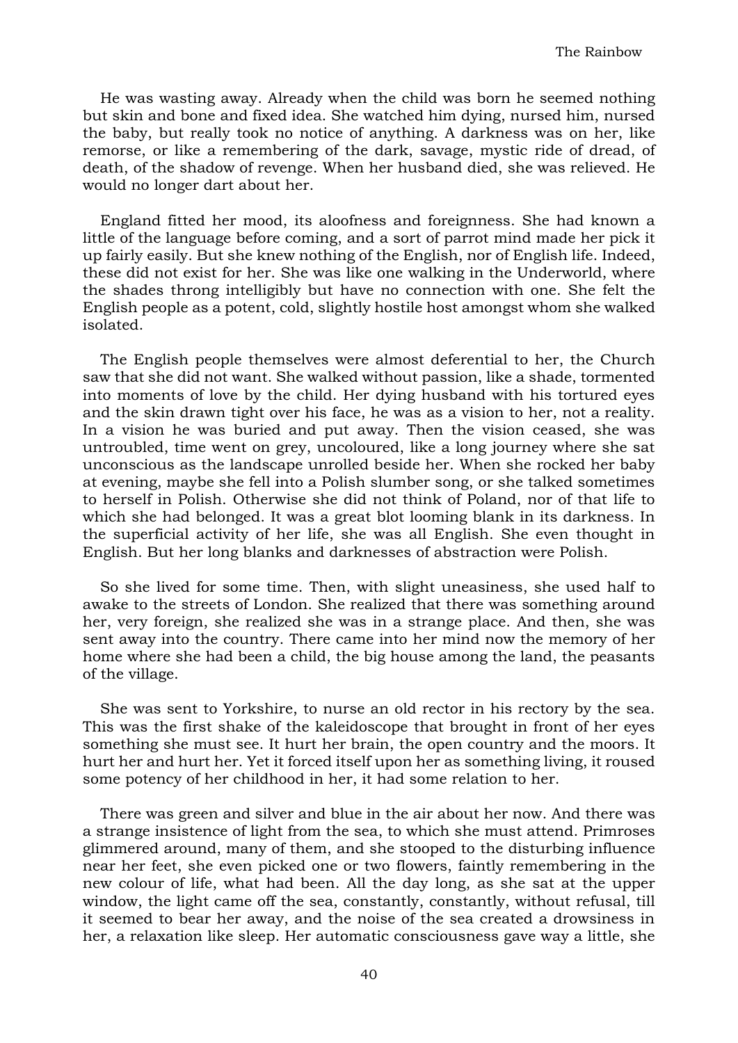He was wasting away. Already when the child was born he seemed nothing but skin and bone and fixed idea. She watched him dying, nursed him, nursed the baby, but really took no notice of anything. A darkness was on her, like remorse, or like a remembering of the dark, savage, mystic ride of dread, of death, of the shadow of revenge. When her husband died, she was relieved. He would no longer dart about her.

England fitted her mood, its aloofness and foreignness. She had known a little of the language before coming, and a sort of parrot mind made her pick it up fairly easily. But she knew nothing of the English, nor of English life. Indeed, these did not exist for her. She was like one walking in the Underworld, where the shades throng intelligibly but have no connection with one. She felt the English people as a potent, cold, slightly hostile host amongst whom she walked isolated.

The English people themselves were almost deferential to her, the Church saw that she did not want. She walked without passion, like a shade, tormented into moments of love by the child. Her dying husband with his tortured eyes and the skin drawn tight over his face, he was as a vision to her, not a reality. In a vision he was buried and put away. Then the vision ceased, she was untroubled, time went on grey, uncoloured, like a long journey where she sat unconscious as the landscape unrolled beside her. When she rocked her baby at evening, maybe she fell into a Polish slumber song, or she talked sometimes to herself in Polish. Otherwise she did not think of Poland, nor of that life to which she had belonged. It was a great blot looming blank in its darkness. In the superficial activity of her life, she was all English. She even thought in English. But her long blanks and darknesses of abstraction were Polish.

So she lived for some time. Then, with slight uneasiness, she used half to awake to the streets of London. She realized that there was something around her, very foreign, she realized she was in a strange place. And then, she was sent away into the country. There came into her mind now the memory of her home where she had been a child, the big house among the land, the peasants of the village.

She was sent to Yorkshire, to nurse an old rector in his rectory by the sea. This was the first shake of the kaleidoscope that brought in front of her eyes something she must see. It hurt her brain, the open country and the moors. It hurt her and hurt her. Yet it forced itself upon her as something living, it roused some potency of her childhood in her, it had some relation to her.

There was green and silver and blue in the air about her now. And there was a strange insistence of light from the sea, to which she must attend. Primroses glimmered around, many of them, and she stooped to the disturbing influence near her feet, she even picked one or two flowers, faintly remembering in the new colour of life, what had been. All the day long, as she sat at the upper window, the light came off the sea, constantly, constantly, without refusal, till it seemed to bear her away, and the noise of the sea created a drowsiness in her, a relaxation like sleep. Her automatic consciousness gave way a little, she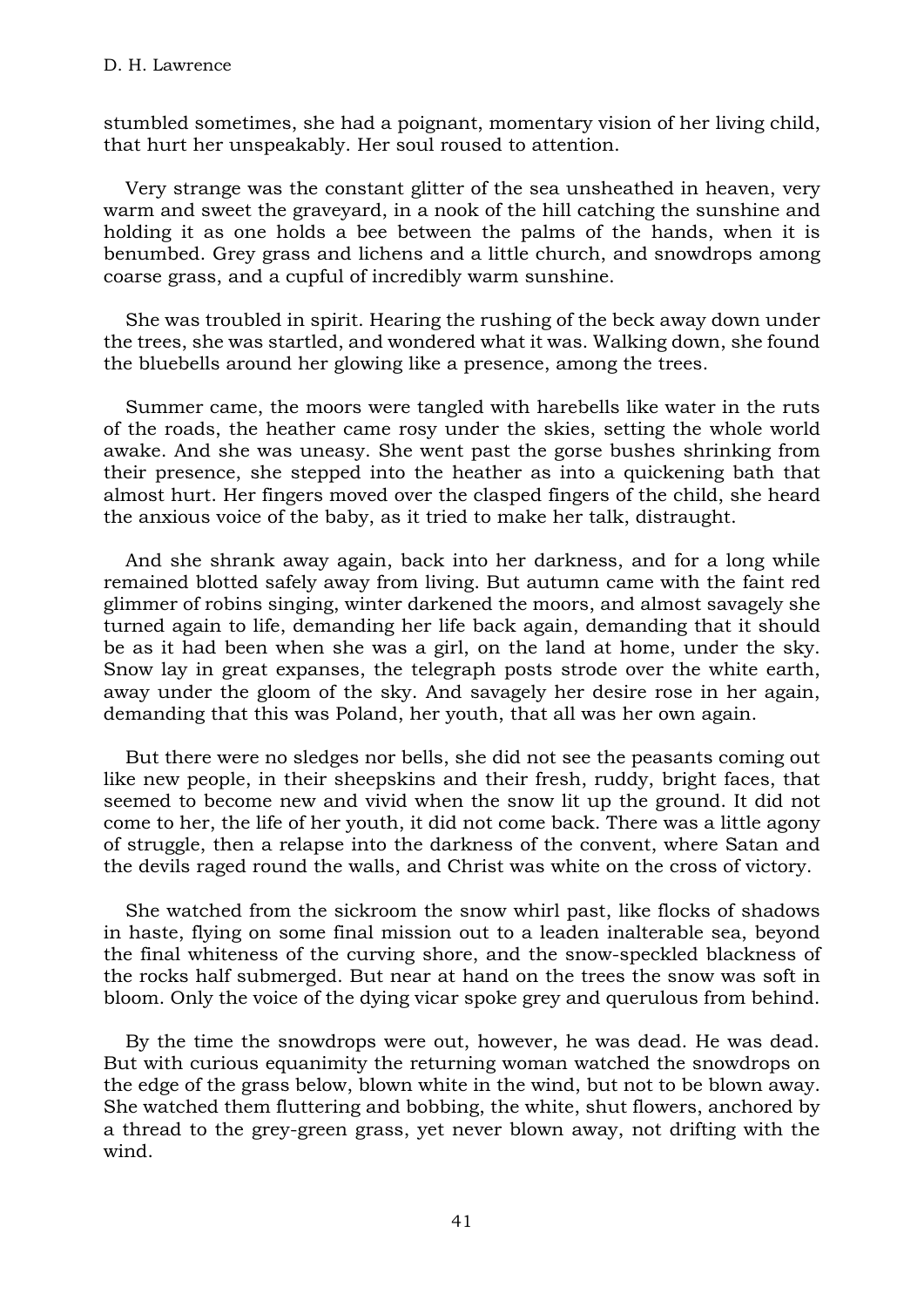stumbled sometimes, she had a poignant, momentary vision of her living child, that hurt her unspeakably. Her soul roused to attention.

Very strange was the constant glitter of the sea unsheathed in heaven, very warm and sweet the graveyard, in a nook of the hill catching the sunshine and holding it as one holds a bee between the palms of the hands, when it is benumbed. Grey grass and lichens and a little church, and snowdrops among coarse grass, and a cupful of incredibly warm sunshine.

She was troubled in spirit. Hearing the rushing of the beck away down under the trees, she was startled, and wondered what it was. Walking down, she found the bluebells around her glowing like a presence, among the trees.

Summer came, the moors were tangled with harebells like water in the ruts of the roads, the heather came rosy under the skies, setting the whole world awake. And she was uneasy. She went past the gorse bushes shrinking from their presence, she stepped into the heather as into a quickening bath that almost hurt. Her fingers moved over the clasped fingers of the child, she heard the anxious voice of the baby, as it tried to make her talk, distraught.

And she shrank away again, back into her darkness, and for a long while remained blotted safely away from living. But autumn came with the faint red glimmer of robins singing, winter darkened the moors, and almost savagely she turned again to life, demanding her life back again, demanding that it should be as it had been when she was a girl, on the land at home, under the sky. Snow lay in great expanses, the telegraph posts strode over the white earth, away under the gloom of the sky. And savagely her desire rose in her again, demanding that this was Poland, her youth, that all was her own again.

But there were no sledges nor bells, she did not see the peasants coming out like new people, in their sheepskins and their fresh, ruddy, bright faces, that seemed to become new and vivid when the snow lit up the ground. It did not come to her, the life of her youth, it did not come back. There was a little agony of struggle, then a relapse into the darkness of the convent, where Satan and the devils raged round the walls, and Christ was white on the cross of victory.

She watched from the sickroom the snow whirl past, like flocks of shadows in haste, flying on some final mission out to a leaden inalterable sea, beyond the final whiteness of the curving shore, and the snow-speckled blackness of the rocks half submerged. But near at hand on the trees the snow was soft in bloom. Only the voice of the dying vicar spoke grey and querulous from behind.

By the time the snowdrops were out, however, he was dead. He was dead. But with curious equanimity the returning woman watched the snowdrops on the edge of the grass below, blown white in the wind, but not to be blown away. She watched them fluttering and bobbing, the white, shut flowers, anchored by a thread to the grey-green grass, yet never blown away, not drifting with the wind.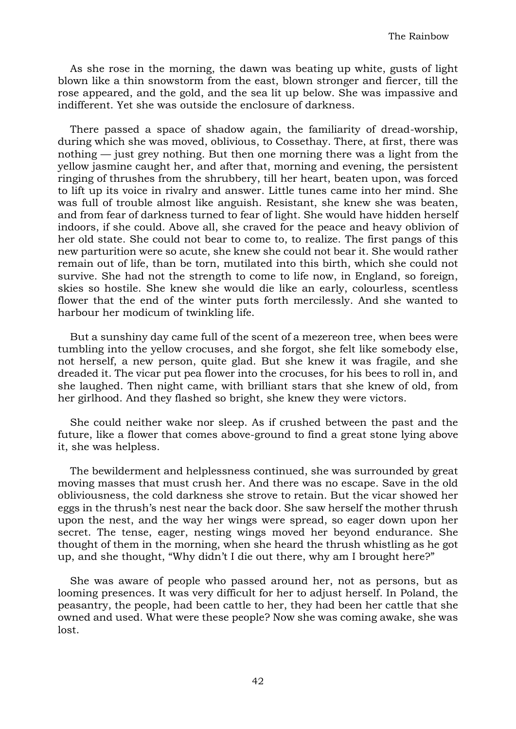As she rose in the morning, the dawn was beating up white, gusts of light blown like a thin snowstorm from the east, blown stronger and fiercer, till the rose appeared, and the gold, and the sea lit up below. She was impassive and indifferent. Yet she was outside the enclosure of darkness.

There passed a space of shadow again, the familiarity of dread-worship, during which she was moved, oblivious, to Cossethay. There, at first, there was nothing — just grey nothing. But then one morning there was a light from the yellow jasmine caught her, and after that, morning and evening, the persistent ringing of thrushes from the shrubbery, till her heart, beaten upon, was forced to lift up its voice in rivalry and answer. Little tunes came into her mind. She was full of trouble almost like anguish. Resistant, she knew she was beaten, and from fear of darkness turned to fear of light. She would have hidden herself indoors, if she could. Above all, she craved for the peace and heavy oblivion of her old state. She could not bear to come to, to realize. The first pangs of this new parturition were so acute, she knew she could not bear it. She would rather remain out of life, than be torn, mutilated into this birth, which she could not survive. She had not the strength to come to life now, in England, so foreign, skies so hostile. She knew she would die like an early, colourless, scentless flower that the end of the winter puts forth mercilessly. And she wanted to harbour her modicum of twinkling life.

But a sunshiny day came full of the scent of a mezereon tree, when bees were tumbling into the yellow crocuses, and she forgot, she felt like somebody else, not herself, a new person, quite glad. But she knew it was fragile, and she dreaded it. The vicar put pea flower into the crocuses, for his bees to roll in, and she laughed. Then night came, with brilliant stars that she knew of old, from her girlhood. And they flashed so bright, she knew they were victors.

She could neither wake nor sleep. As if crushed between the past and the future, like a flower that comes above-ground to find a great stone lying above it, she was helpless.

The bewilderment and helplessness continued, she was surrounded by great moving masses that must crush her. And there was no escape. Save in the old obliviousness, the cold darkness she strove to retain. But the vicar showed her eggs in the thrush's nest near the back door. She saw herself the mother thrush upon the nest, and the way her wings were spread, so eager down upon her secret. The tense, eager, nesting wings moved her beyond endurance. She thought of them in the morning, when she heard the thrush whistling as he got up, and she thought, "Why didn't I die out there, why am I brought here?"

She was aware of people who passed around her, not as persons, but as looming presences. It was very difficult for her to adjust herself. In Poland, the peasantry, the people, had been cattle to her, they had been her cattle that she owned and used. What were these people? Now she was coming awake, she was lost.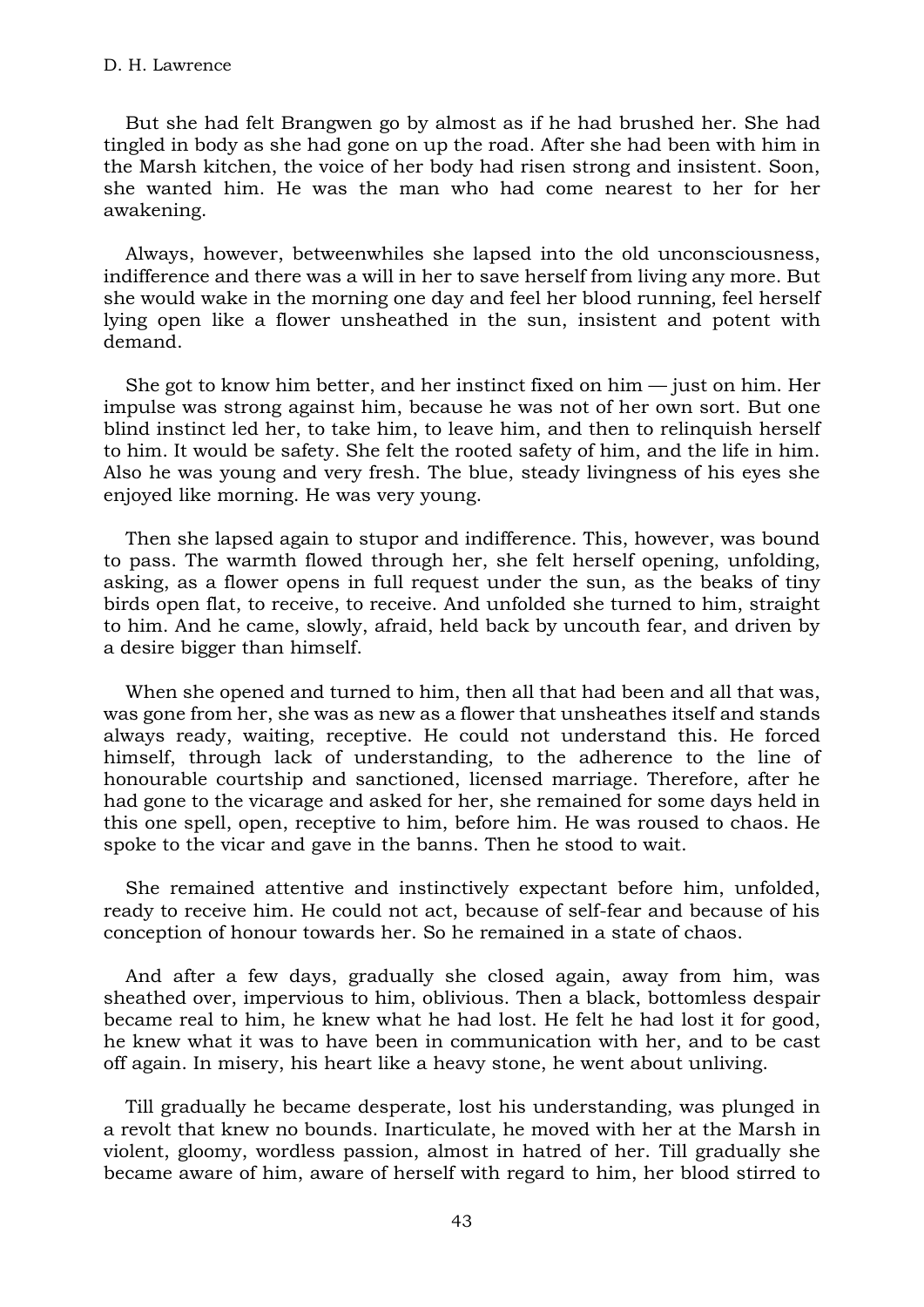But she had felt Brangwen go by almost as if he had brushed her. She had tingled in body as she had gone on up the road. After she had been with him in the Marsh kitchen, the voice of her body had risen strong and insistent. Soon, she wanted him. He was the man who had come nearest to her for her awakening.

Always, however, betweenwhiles she lapsed into the old unconsciousness, indifference and there was a will in her to save herself from living any more. But she would wake in the morning one day and feel her blood running, feel herself lying open like a flower unsheathed in the sun, insistent and potent with demand.

She got to know him better, and her instinct fixed on him — just on him. Her impulse was strong against him, because he was not of her own sort. But one blind instinct led her, to take him, to leave him, and then to relinquish herself to him. It would be safety. She felt the rooted safety of him, and the life in him. Also he was young and very fresh. The blue, steady livingness of his eyes she enjoyed like morning. He was very young.

Then she lapsed again to stupor and indifference. This, however, was bound to pass. The warmth flowed through her, she felt herself opening, unfolding, asking, as a flower opens in full request under the sun, as the beaks of tiny birds open flat, to receive, to receive. And unfolded she turned to him, straight to him. And he came, slowly, afraid, held back by uncouth fear, and driven by a desire bigger than himself.

When she opened and turned to him, then all that had been and all that was, was gone from her, she was as new as a flower that unsheathes itself and stands always ready, waiting, receptive. He could not understand this. He forced himself, through lack of understanding, to the adherence to the line of honourable courtship and sanctioned, licensed marriage. Therefore, after he had gone to the vicarage and asked for her, she remained for some days held in this one spell, open, receptive to him, before him. He was roused to chaos. He spoke to the vicar and gave in the banns. Then he stood to wait.

She remained attentive and instinctively expectant before him, unfolded, ready to receive him. He could not act, because of self-fear and because of his conception of honour towards her. So he remained in a state of chaos.

And after a few days, gradually she closed again, away from him, was sheathed over, impervious to him, oblivious. Then a black, bottomless despair became real to him, he knew what he had lost. He felt he had lost it for good, he knew what it was to have been in communication with her, and to be cast off again. In misery, his heart like a heavy stone, he went about unliving.

Till gradually he became desperate, lost his understanding, was plunged in a revolt that knew no bounds. Inarticulate, he moved with her at the Marsh in violent, gloomy, wordless passion, almost in hatred of her. Till gradually she became aware of him, aware of herself with regard to him, her blood stirred to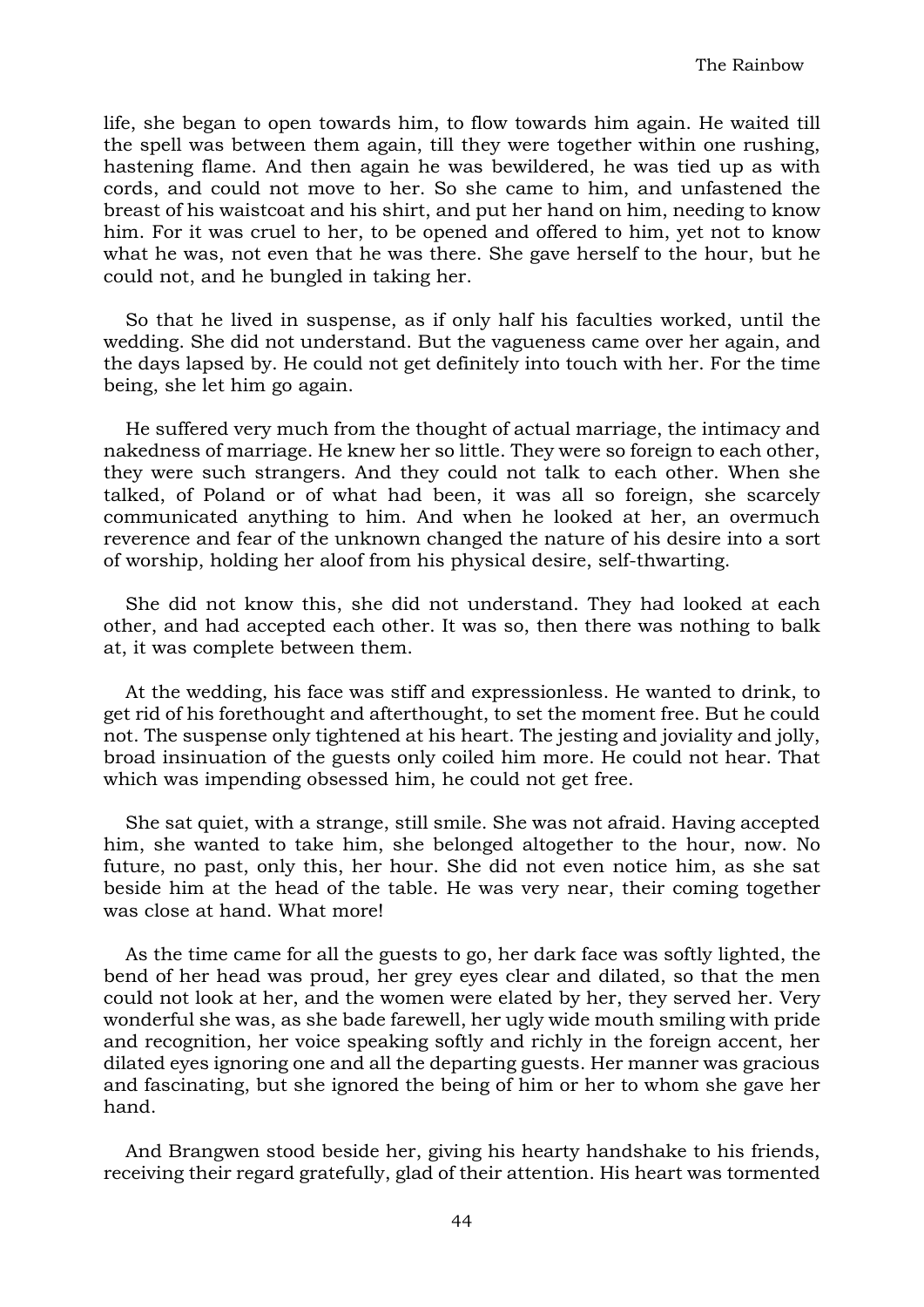life, she began to open towards him, to flow towards him again. He waited till the spell was between them again, till they were together within one rushing, hastening flame. And then again he was bewildered, he was tied up as with cords, and could not move to her. So she came to him, and unfastened the breast of his waistcoat and his shirt, and put her hand on him, needing to know him. For it was cruel to her, to be opened and offered to him, yet not to know what he was, not even that he was there. She gave herself to the hour, but he could not, and he bungled in taking her.

So that he lived in suspense, as if only half his faculties worked, until the wedding. She did not understand. But the vagueness came over her again, and the days lapsed by. He could not get definitely into touch with her. For the time being, she let him go again.

He suffered very much from the thought of actual marriage, the intimacy and nakedness of marriage. He knew her so little. They were so foreign to each other, they were such strangers. And they could not talk to each other. When she talked, of Poland or of what had been, it was all so foreign, she scarcely communicated anything to him. And when he looked at her, an overmuch reverence and fear of the unknown changed the nature of his desire into a sort of worship, holding her aloof from his physical desire, self-thwarting.

She did not know this, she did not understand. They had looked at each other, and had accepted each other. It was so, then there was nothing to balk at, it was complete between them.

At the wedding, his face was stiff and expressionless. He wanted to drink, to get rid of his forethought and afterthought, to set the moment free. But he could not. The suspense only tightened at his heart. The jesting and joviality and jolly, broad insinuation of the guests only coiled him more. He could not hear. That which was impending obsessed him, he could not get free.

She sat quiet, with a strange, still smile. She was not afraid. Having accepted him, she wanted to take him, she belonged altogether to the hour, now. No future, no past, only this, her hour. She did not even notice him, as she sat beside him at the head of the table. He was very near, their coming together was close at hand. What more!

As the time came for all the guests to go, her dark face was softly lighted, the bend of her head was proud, her grey eyes clear and dilated, so that the men could not look at her, and the women were elated by her, they served her. Very wonderful she was, as she bade farewell, her ugly wide mouth smiling with pride and recognition, her voice speaking softly and richly in the foreign accent, her dilated eyes ignoring one and all the departing guests. Her manner was gracious and fascinating, but she ignored the being of him or her to whom she gave her hand.

And Brangwen stood beside her, giving his hearty handshake to his friends, receiving their regard gratefully, glad of their attention. His heart was tormented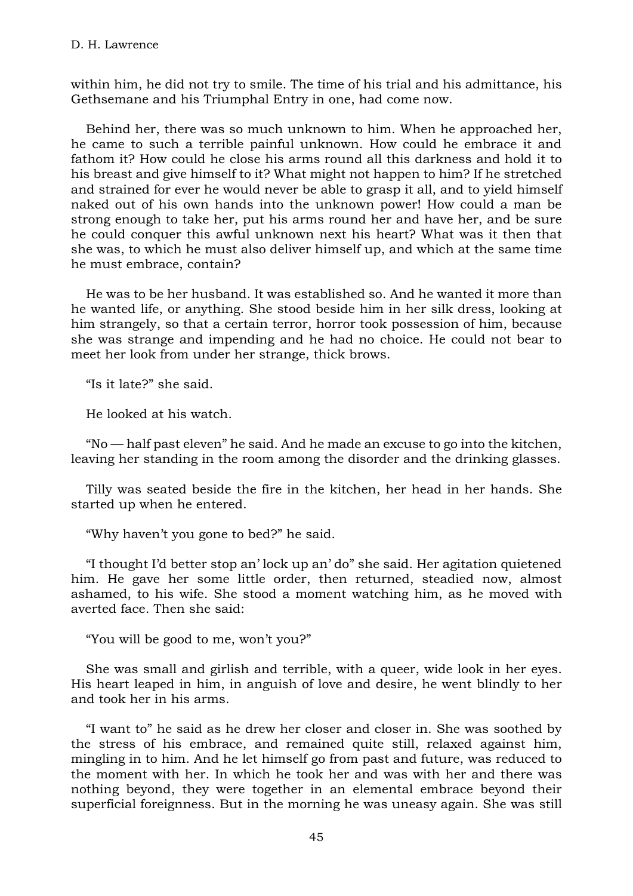within him, he did not try to smile. The time of his trial and his admittance, his Gethsemane and his Triumphal Entry in one, had come now.

Behind her, there was so much unknown to him. When he approached her, he came to such a terrible painful unknown. How could he embrace it and fathom it? How could he close his arms round all this darkness and hold it to his breast and give himself to it? What might not happen to him? If he stretched and strained for ever he would never be able to grasp it all, and to yield himself naked out of his own hands into the unknown power! How could a man be strong enough to take her, put his arms round her and have her, and be sure he could conquer this awful unknown next his heart? What was it then that she was, to which he must also deliver himself up, and which at the same time he must embrace, contain?

He was to be her husband. It was established so. And he wanted it more than he wanted life, or anything. She stood beside him in her silk dress, looking at him strangely, so that a certain terror, horror took possession of him, because she was strange and impending and he had no choice. He could not bear to meet her look from under her strange, thick brows.

"Is it late?" she said.

He looked at his watch.

"No — half past eleven" he said. And he made an excuse to go into the kitchen, leaving her standing in the room among the disorder and the drinking glasses.

Tilly was seated beside the fire in the kitchen, her head in her hands. She started up when he entered.

"Why haven't you gone to bed?" he said.

"I thought I'd better stop an' lock up an' do" she said. Her agitation quietened him. He gave her some little order, then returned, steadied now, almost ashamed, to his wife. She stood a moment watching him, as he moved with averted face. Then she said:

"You will be good to me, won't you?"

She was small and girlish and terrible, with a queer, wide look in her eyes. His heart leaped in him, in anguish of love and desire, he went blindly to her and took her in his arms.

"I want to" he said as he drew her closer and closer in. She was soothed by the stress of his embrace, and remained quite still, relaxed against him, mingling in to him. And he let himself go from past and future, was reduced to the moment with her. In which he took her and was with her and there was nothing beyond, they were together in an elemental embrace beyond their superficial foreignness. But in the morning he was uneasy again. She was still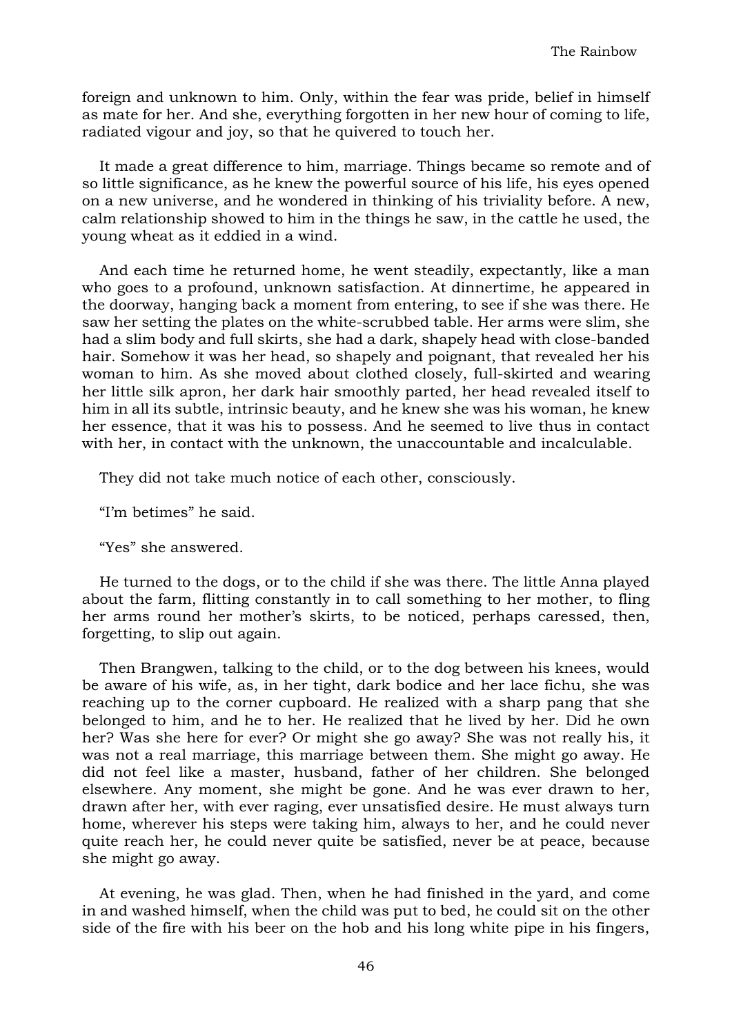foreign and unknown to him. Only, within the fear was pride, belief in himself as mate for her. And she, everything forgotten in her new hour of coming to life, radiated vigour and joy, so that he quivered to touch her.

It made a great difference to him, marriage. Things became so remote and of so little significance, as he knew the powerful source of his life, his eyes opened on a new universe, and he wondered in thinking of his triviality before. A new, calm relationship showed to him in the things he saw, in the cattle he used, the young wheat as it eddied in a wind.

And each time he returned home, he went steadily, expectantly, like a man who goes to a profound, unknown satisfaction. At dinnertime, he appeared in the doorway, hanging back a moment from entering, to see if she was there. He saw her setting the plates on the white-scrubbed table. Her arms were slim, she had a slim body and full skirts, she had a dark, shapely head with close-banded hair. Somehow it was her head, so shapely and poignant, that revealed her his woman to him. As she moved about clothed closely, full-skirted and wearing her little silk apron, her dark hair smoothly parted, her head revealed itself to him in all its subtle, intrinsic beauty, and he knew she was his woman, he knew her essence, that it was his to possess. And he seemed to live thus in contact with her, in contact with the unknown, the unaccountable and incalculable.

They did not take much notice of each other, consciously.

"I'm betimes" he said.

"Yes" she answered.

He turned to the dogs, or to the child if she was there. The little Anna played about the farm, flitting constantly in to call something to her mother, to fling her arms round her mother's skirts, to be noticed, perhaps caressed, then, forgetting, to slip out again.

Then Brangwen, talking to the child, or to the dog between his knees, would be aware of his wife, as, in her tight, dark bodice and her lace fichu, she was reaching up to the corner cupboard. He realized with a sharp pang that she belonged to him, and he to her. He realized that he lived by her. Did he own her? Was she here for ever? Or might she go away? She was not really his, it was not a real marriage, this marriage between them. She might go away. He did not feel like a master, husband, father of her children. She belonged elsewhere. Any moment, she might be gone. And he was ever drawn to her, drawn after her, with ever raging, ever unsatisfied desire. He must always turn home, wherever his steps were taking him, always to her, and he could never quite reach her, he could never quite be satisfied, never be at peace, because she might go away.

At evening, he was glad. Then, when he had finished in the yard, and come in and washed himself, when the child was put to bed, he could sit on the other side of the fire with his beer on the hob and his long white pipe in his fingers,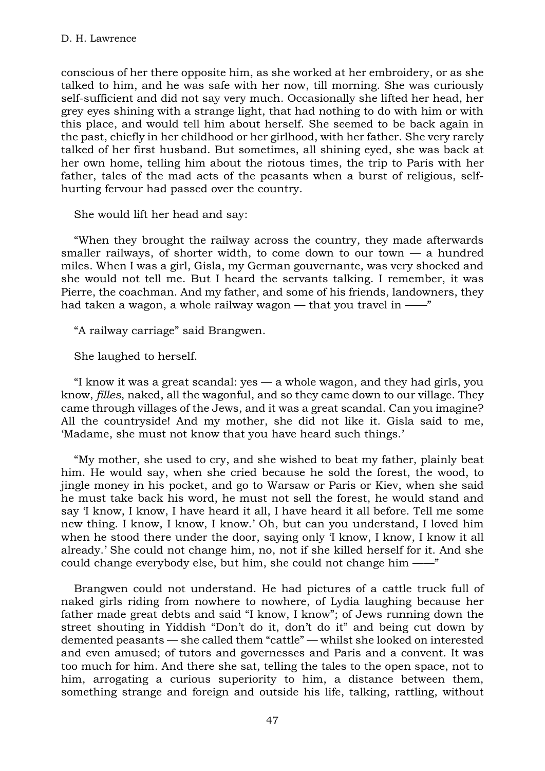conscious of her there opposite him, as she worked at her embroidery, or as she talked to him, and he was safe with her now, till morning. She was curiously self-sufficient and did not say very much. Occasionally she lifted her head, her grey eyes shining with a strange light, that had nothing to do with him or with this place, and would tell him about herself. She seemed to be back again in the past, chiefly in her childhood or her girlhood, with her father. She very rarely talked of her first husband. But sometimes, all shining eyed, she was back at her own home, telling him about the riotous times, the trip to Paris with her father, tales of the mad acts of the peasants when a burst of religious, self-hurting fervour had passed over the country.

She would lift her head and say:

"When they brought the railway across the country, they made afterwards smaller railways, of shorter width, to come down to our town — a hundred miles. When I was a girl, Gisla, my German gouvernante, was very shocked and she would not tell me. But I heard the servants talking. I remember, it was Pierre, the coachman. And my father, and some of his friends, landowners, they had taken a wagon, a whole railway wagon — that you travel in ——"

"A railway carriage" said Brangwen.

She laughed to herself.

"I know it was a great scandal: yes — a whole wagon, and they had girls, you know, *filles*, naked, all the wagonful, and so they came down to our village. They came through villages of the Jews, and it was a great scandal. Can you imagine? All the countryside! And my mother, she did not like it. Gisla said to me, 'Madame, she must not know that you have heard such things.'

"My mother, she used to cry, and she wished to beat my father, plainly beat him. He would say, when she cried because he sold the forest, the wood, to jingle money in his pocket, and go to Warsaw or Paris or Kiev, when she said he must take back his word, he must not sell the forest, he would stand and say 'I know, I know, I have heard it all, I have heard it all before. Tell me some new thing. I know, I know, I know.' Oh, but can you understand, I loved him when he stood there under the door, saying only 'I know, I know, I know it all already.' She could not change him, no, not if she killed herself for it. And she could change everybody else, but him, she could not change him ——"

Brangwen could not understand. He had pictures of a cattle truck full of naked girls riding from nowhere to nowhere, of Lydia laughing because her father made great debts and said "I know, I know"; of Jews running down the street shouting in Yiddish "Don't do it, don't do it" and being cut down by demented peasants — she called them "cattle" — whilst she looked on interested and even amused; of tutors and governesses and Paris and a convent. It was too much for him. And there she sat, telling the tales to the open space, not to him, arrogating a curious superiority to him, a distance between them, something strange and foreign and outside his life, talking, rattling, without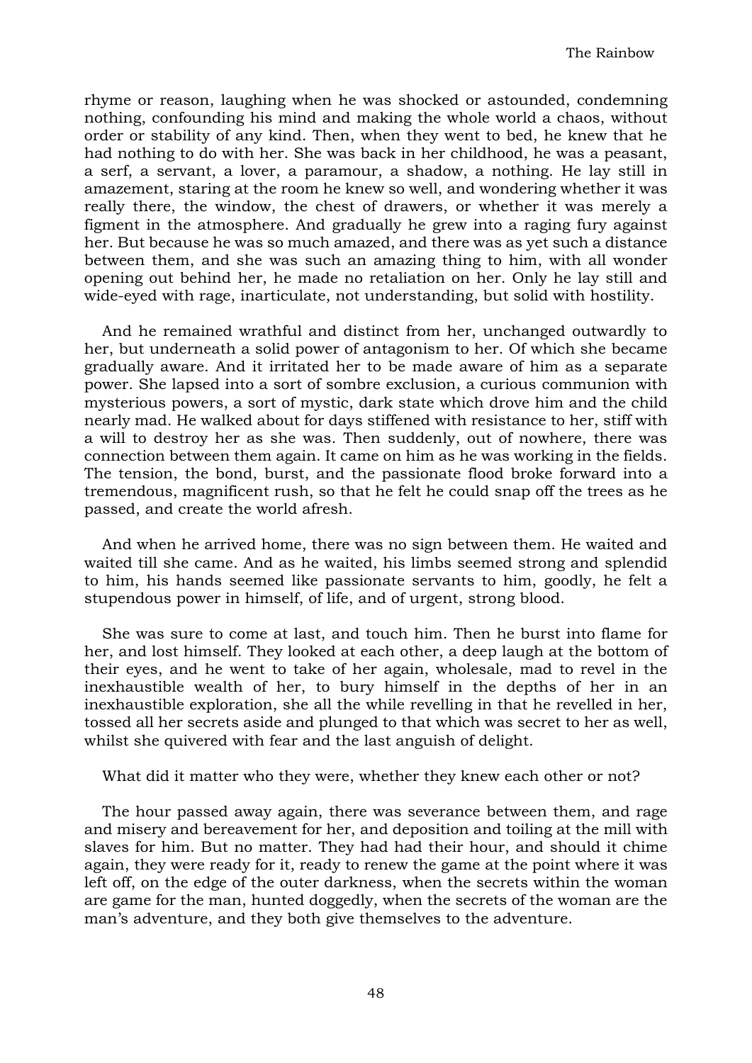rhyme or reason, laughing when he was shocked or astounded, condemning nothing, confounding his mind and making the whole world a chaos, without order or stability of any kind. Then, when they went to bed, he knew that he had nothing to do with her. She was back in her childhood, he was a peasant, a serf, a servant, a lover, a paramour, a shadow, a nothing. He lay still in amazement, staring at the room he knew so well, and wondering whether it was really there, the window, the chest of drawers, or whether it was merely a figment in the atmosphere. And gradually he grew into a raging fury against her. But because he was so much amazed, and there was as yet such a distance between them, and she was such an amazing thing to him, with all wonder opening out behind her, he made no retaliation on her. Only he lay still and wide-eyed with rage, inarticulate, not understanding, but solid with hostility.

And he remained wrathful and distinct from her, unchanged outwardly to her, but underneath a solid power of antagonism to her. Of which she became gradually aware. And it irritated her to be made aware of him as a separate power. She lapsed into a sort of sombre exclusion, a curious communion with mysterious powers, a sort of mystic, dark state which drove him and the child nearly mad. He walked about for days stiffened with resistance to her, stiff with a will to destroy her as she was. Then suddenly, out of nowhere, there was connection between them again. It came on him as he was working in the fields. The tension, the bond, burst, and the passionate flood broke forward into a tremendous, magnificent rush, so that he felt he could snap off the trees as he passed, and create the world afresh.

And when he arrived home, there was no sign between them. He waited and waited till she came. And as he waited, his limbs seemed strong and splendid to him, his hands seemed like passionate servants to him, goodly, he felt a stupendous power in himself, of life, and of urgent, strong blood.

She was sure to come at last, and touch him. Then he burst into flame for her, and lost himself. They looked at each other, a deep laugh at the bottom of their eyes, and he went to take of her again, wholesale, mad to revel in the inexhaustible wealth of her, to bury himself in the depths of her in an inexhaustible exploration, she all the while revelling in that he revelled in her, tossed all her secrets aside and plunged to that which was secret to her as well, whilst she quivered with fear and the last anguish of delight.

What did it matter who they were, whether they knew each other or not?

The hour passed away again, there was severance between them, and rage and misery and bereavement for her, and deposition and toiling at the mill with slaves for him. But no matter. They had had their hour, and should it chime again, they were ready for it, ready to renew the game at the point where it was left off, on the edge of the outer darkness, when the secrets within the woman are game for the man, hunted doggedly, when the secrets of the woman are the man's adventure, and they both give themselves to the adventure.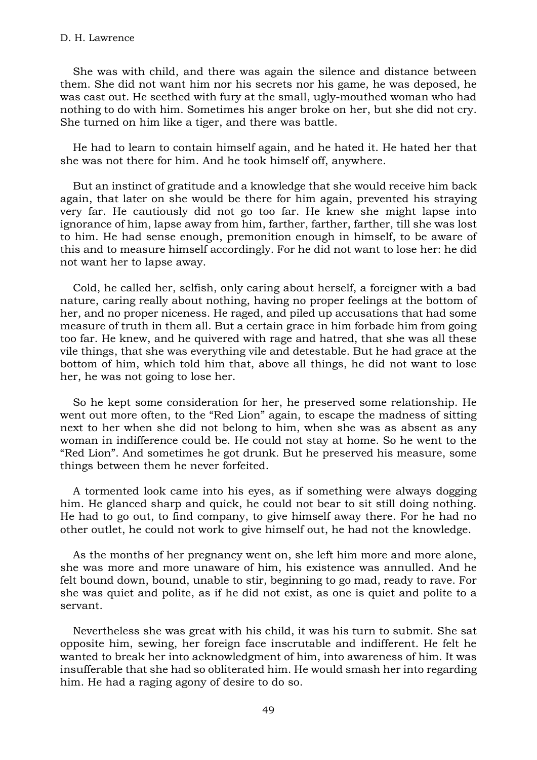She was with child, and there was again the silence and distance between them. She did not want him nor his secrets nor his game, he was deposed, he was cast out. He seethed with fury at the small, ugly-mouthed woman who had nothing to do with him. Sometimes his anger broke on her, but she did not cry. She turned on him like a tiger, and there was battle.

He had to learn to contain himself again, and he hated it. He hated her that she was not there for him. And he took himself off, anywhere.

But an instinct of gratitude and a knowledge that she would receive him back again, that later on she would be there for him again, prevented his straying very far. He cautiously did not go too far. He knew she might lapse into ignorance of him, lapse away from him, farther, farther, farther, till she was lost to him. He had sense enough, premonition enough in himself, to be aware of this and to measure himself accordingly. For he did not want to lose her: he did not want her to lapse away.

Cold, he called her, selfish, only caring about herself, a foreigner with a bad nature, caring really about nothing, having no proper feelings at the bottom of her, and no proper niceness. He raged, and piled up accusations that had some measure of truth in them all. But a certain grace in him forbade him from going too far. He knew, and he quivered with rage and hatred, that she was all these vile things, that she was everything vile and detestable. But he had grace at the bottom of him, which told him that, above all things, he did not want to lose her, he was not going to lose her.

So he kept some consideration for her, he preserved some relationship. He went out more often, to the "Red Lion" again, to escape the madness of sitting next to her when she did not belong to him, when she was as absent as any woman in indifference could be. He could not stay at home. So he went to the "Red Lion". And sometimes he got drunk. But he preserved his measure, some things between them he never forfeited.

A tormented look came into his eyes, as if something were always dogging him. He glanced sharp and quick, he could not bear to sit still doing nothing. He had to go out, to find company, to give himself away there. For he had no other outlet, he could not work to give himself out, he had not the knowledge.

As the months of her pregnancy went on, she left him more and more alone, she was more and more unaware of him, his existence was annulled. And he felt bound down, bound, unable to stir, beginning to go mad, ready to rave. For she was quiet and polite, as if he did not exist, as one is quiet and polite to a servant.

Nevertheless she was great with his child, it was his turn to submit. She sat opposite him, sewing, her foreign face inscrutable and indifferent. He felt he wanted to break her into acknowledgment of him, into awareness of him. It was insufferable that she had so obliterated him. He would smash her into regarding him. He had a raging agony of desire to do so.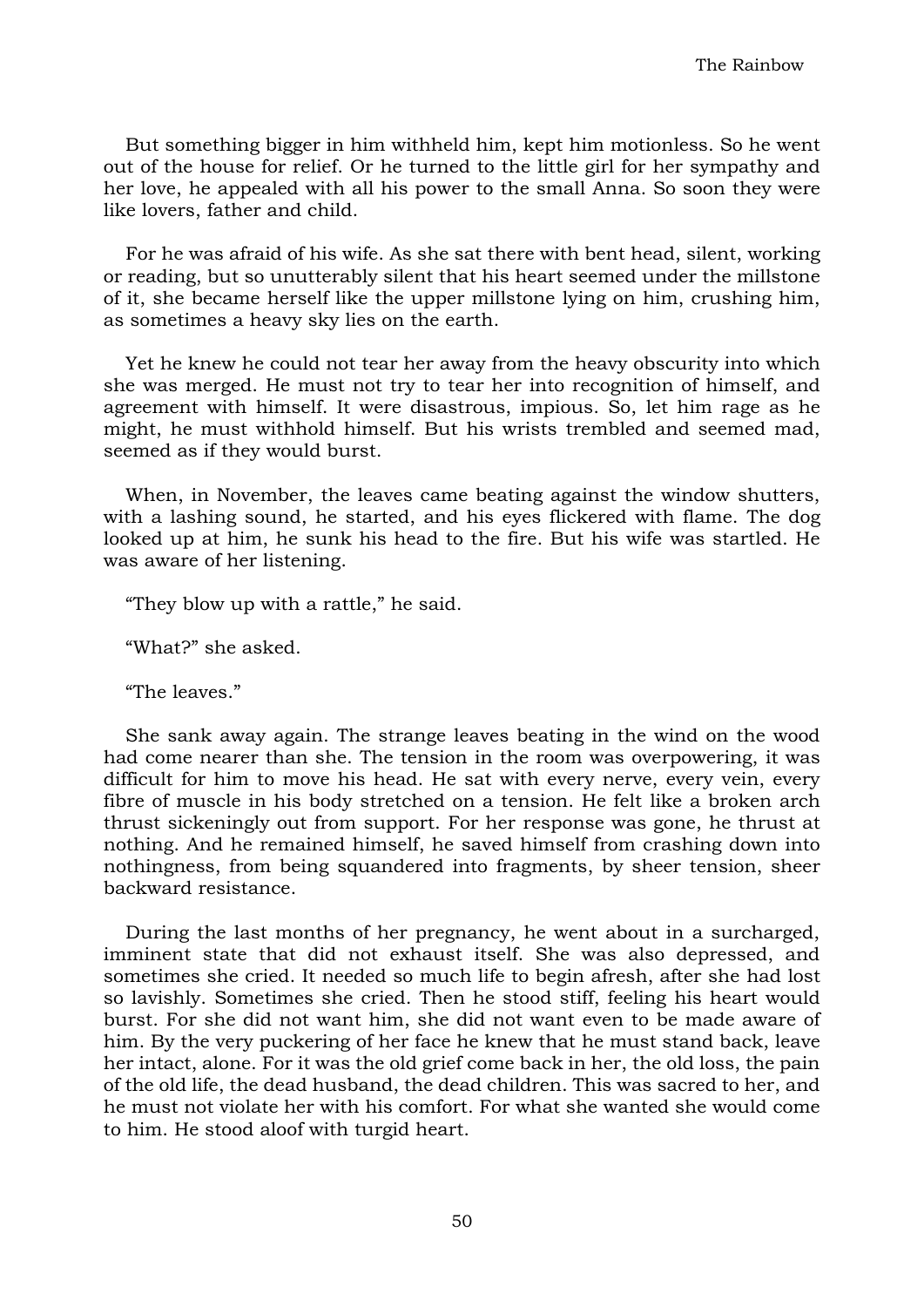But something bigger in him withheld him, kept him motionless. So he went out of the house for relief. Or he turned to the little girl for her sympathy and her love, he appealed with all his power to the small Anna. So soon they were like lovers, father and child.

For he was afraid of his wife. As she sat there with bent head, silent, working or reading, but so unutterably silent that his heart seemed under the millstone of it, she became herself like the upper millstone lying on him, crushing him, as sometimes a heavy sky lies on the earth.

Yet he knew he could not tear her away from the heavy obscurity into which she was merged. He must not try to tear her into recognition of himself, and agreement with himself. It were disastrous, impious. So, let him rage as he might, he must withhold himself. But his wrists trembled and seemed mad, seemed as if they would burst.

When, in November, the leaves came beating against the window shutters, with a lashing sound, he started, and his eyes flickered with flame. The dog looked up at him, he sunk his head to the fire. But his wife was startled. He was aware of her listening.

"They blow up with a rattle," he said.

"What?" she asked.

"The leaves."

She sank away again. The strange leaves beating in the wind on the wood had come nearer than she. The tension in the room was overpowering, it was difficult for him to move his head. He sat with every nerve, every vein, every fibre of muscle in his body stretched on a tension. He felt like a broken arch thrust sickeningly out from support. For her response was gone, he thrust at nothing. And he remained himself, he saved himself from crashing down into nothingness, from being squandered into fragments, by sheer tension, sheer backward resistance.

During the last months of her pregnancy, he went about in a surcharged, imminent state that did not exhaust itself. She was also depressed, and sometimes she cried. It needed so much life to begin afresh, after she had lost so lavishly. Sometimes she cried. Then he stood stiff, feeling his heart would burst. For she did not want him, she did not want even to be made aware of him. By the very puckering of her face he knew that he must stand back, leave her intact, alone. For it was the old grief come back in her, the old loss, the pain of the old life, the dead husband, the dead children. This was sacred to her, and he must not violate her with his comfort. For what she wanted she would come to him. He stood aloof with turgid heart.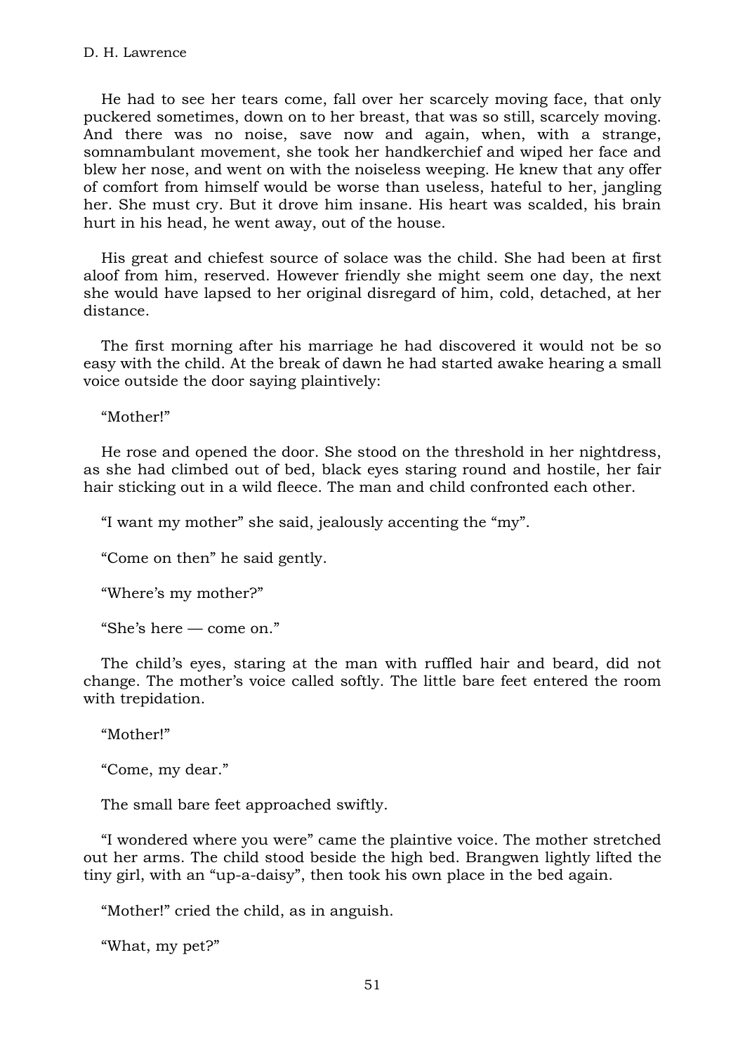He had to see her tears come, fall over her scarcely moving face, that only puckered sometimes, down on to her breast, that was so still, scarcely moving. And there was no noise, save now and again, when, with a strange, somnambulant movement, she took her handkerchief and wiped her face and blew her nose, and went on with the noiseless weeping. He knew that any offer of comfort from himself would be worse than useless, hateful to her, jangling her. She must cry. But it drove him insane. His heart was scalded, his brain hurt in his head, he went away, out of the house.

His great and chiefest source of solace was the child. She had been at first aloof from him, reserved. However friendly she might seem one day, the next she would have lapsed to her original disregard of him, cold, detached, at her distance.

The first morning after his marriage he had discovered it would not be so easy with the child. At the break of dawn he had started awake hearing a small voice outside the door saying plaintively:

"Mother!"

He rose and opened the door. She stood on the threshold in her nightdress, as she had climbed out of bed, black eyes staring round and hostile, her fair hair sticking out in a wild fleece. The man and child confronted each other.

"I want my mother" she said, jealously accenting the "my".

"Come on then" he said gently.

"Where's my mother?"

"She's here — come on."

The child's eyes, staring at the man with ruffled hair and beard, did not change. The mother's voice called softly. The little bare feet entered the room with trepidation.

"Mother!"

"Come, my dear."

The small bare feet approached swiftly.

"I wondered where you were" came the plaintive voice. The mother stretched out her arms. The child stood beside the high bed. Brangwen lightly lifted the tiny girl, with an "up-a-daisy", then took his own place in the bed again.

"Mother!" cried the child, as in anguish.

"What, my pet?"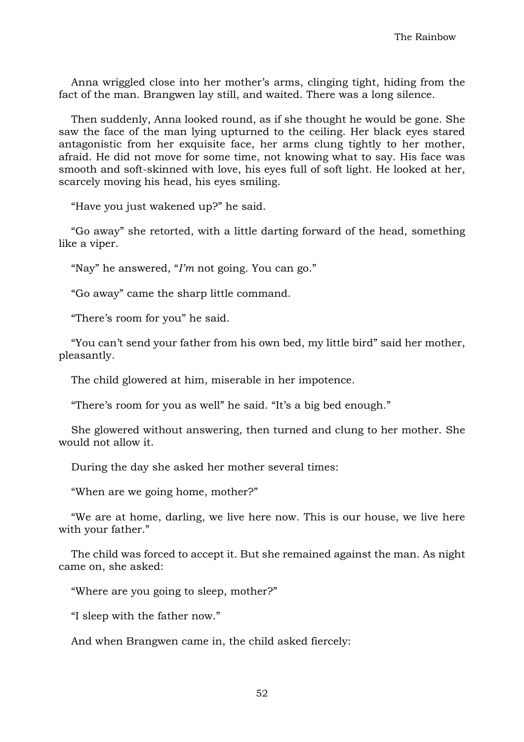Anna wriggled close into her mother's arms, clinging tight, hiding from the fact of the man. Brangwen lay still, and waited. There was a long silence.

Then suddenly, Anna looked round, as if she thought he would be gone. She saw the face of the man lying upturned to the ceiling. Her black eyes stared antagonistic from her exquisite face, her arms clung tightly to her mother, afraid. He did not move for some time, not knowing what to say. His face was smooth and soft-skinned with love, his eyes full of soft light. He looked at her, scarcely moving his head, his eyes smiling.

"Have you just wakened up?" he said.

"Go away" she retorted, with a little darting forward of the head, something like a viper.

"Nay" he answered, "*I'm* not going. You can go."

"Go away" came the sharp little command.

"There's room for you" he said.

"You can't send your father from his own bed, my little bird" said her mother, pleasantly.

The child glowered at him, miserable in her impotence.

"There's room for you as well" he said. "It's a big bed enough."

She glowered without answering, then turned and clung to her mother. She would not allow it.

During the day she asked her mother several times:

"When are we going home, mother?"

"We are at home, darling, we live here now. This is our house, we live here with your father."

The child was forced to accept it. But she remained against the man. As night came on, she asked:

"Where are you going to sleep, mother?"

"I sleep with the father now."

And when Brangwen came in, the child asked fiercely: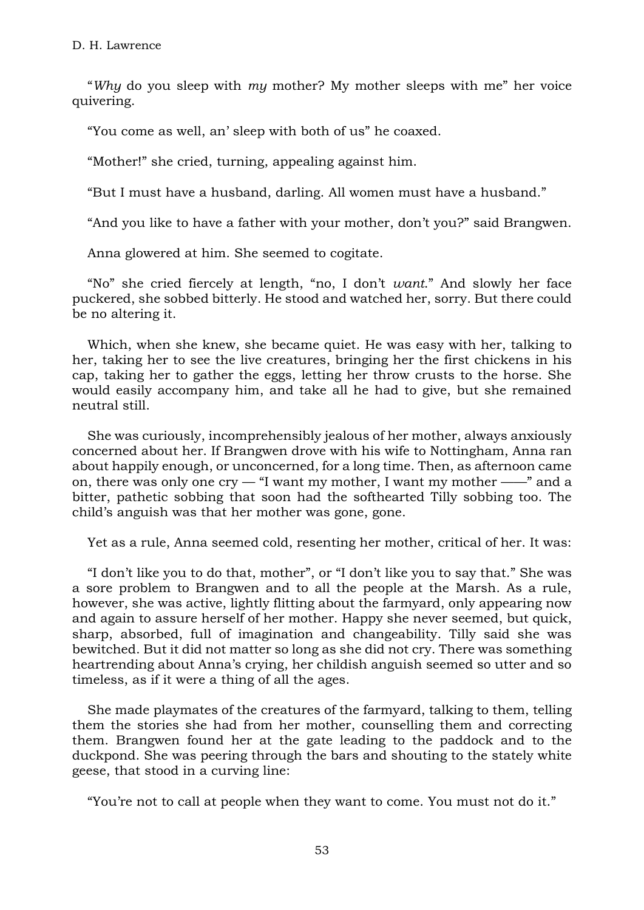"*Why* do you sleep with *my* mother? My mother sleeps with me" her voice quivering.

"You come as well, an' sleep with both of us" he coaxed.

"Mother!" she cried, turning, appealing against him.

"But I must have a husband, darling. All women must have a husband."

"And you like to have a father with your mother, don't you?" said Brangwen.

Anna glowered at him. She seemed to cogitate.

"No" she cried fiercely at length, "no, I don't *want*." And slowly her face puckered, she sobbed bitterly. He stood and watched her, sorry. But there could be no altering it.

Which, when she knew, she became quiet. He was easy with her, talking to her, taking her to see the live creatures, bringing her the first chickens in his cap, taking her to gather the eggs, letting her throw crusts to the horse. She would easily accompany him, and take all he had to give, but she remained neutral still.

She was curiously, incomprehensibly jealous of her mother, always anxiously concerned about her. If Brangwen drove with his wife to Nottingham, Anna ran about happily enough, or unconcerned, for a long time. Then, as afternoon came on, there was only one cry — "I want my mother, I want my mother ——" and a bitter, pathetic sobbing that soon had the softhearted Tilly sobbing too. The child's anguish was that her mother was gone, gone.

Yet as a rule, Anna seemed cold, resenting her mother, critical of her. It was:

"I don't like you to do that, mother", or "I don't like you to say that." She was a sore problem to Brangwen and to all the people at the Marsh. As a rule, however, she was active, lightly flitting about the farmyard, only appearing now and again to assure herself of her mother. Happy she never seemed, but quick, sharp, absorbed, full of imagination and changeability. Tilly said she was bewitched. But it did not matter so long as she did not cry. There was something heartrending about Anna's crying, her childish anguish seemed so utter and so timeless, as if it were a thing of all the ages.

She made playmates of the creatures of the farmyard, talking to them, telling them the stories she had from her mother, counselling them and correcting them. Brangwen found her at the gate leading to the paddock and to the duckpond. She was peering through the bars and shouting to the stately white geese, that stood in a curving line:

"You're not to call at people when they want to come. You must not do it."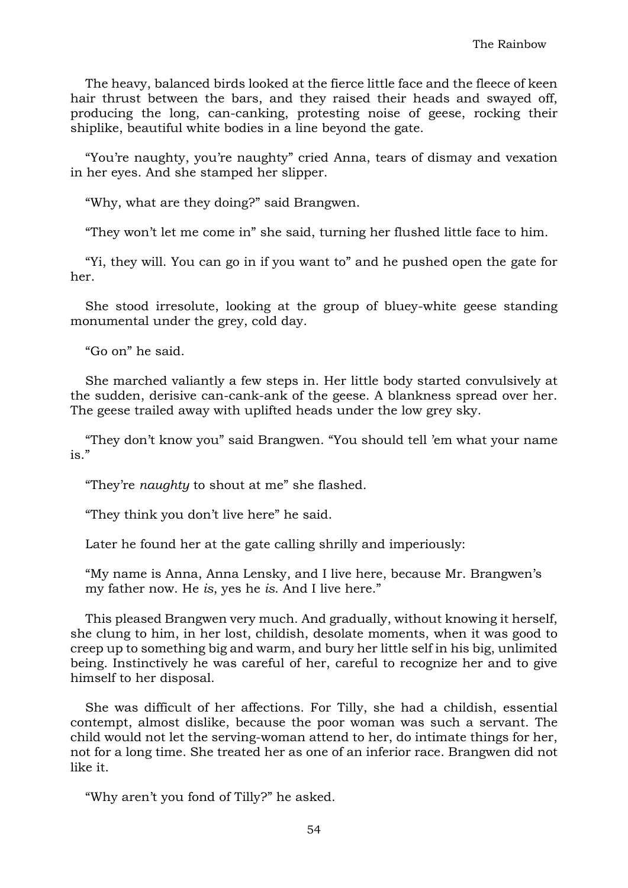The heavy, balanced birds looked at the fierce little face and the fleece of keen hair thrust between the bars, and they raised their heads and swayed off, producing the long, can-canking, protesting noise of geese, rocking their shiplike, beautiful white bodies in a line beyond the gate.

"You're naughty, you're naughty" cried Anna, tears of dismay and vexation in her eyes. And she stamped her slipper.

"Why, what are they doing?" said Brangwen.

"They won't let me come in" she said, turning her flushed little face to him.

"Yi, they will. You can go in if you want to" and he pushed open the gate for her.

She stood irresolute, looking at the group of bluey-white geese standing monumental under the grey, cold day.

"Go on" he said.

She marched valiantly a few steps in. Her little body started convulsively at the sudden, derisive can-cank-ank of the geese. A blankness spread over her. The geese trailed away with uplifted heads under the low grey sky.

"They don't know you" said Brangwen. "You should tell 'em what your name is."

"They're *naughty* to shout at me" she flashed.

"They think you don't live here" he said.

Later he found her at the gate calling shrilly and imperiously:

"My name is Anna, Anna Lensky, and I live here, because Mr. Brangwen's my father now. He *is*, yes he *is*. And I live here."

This pleased Brangwen very much. And gradually, without knowing it herself, she clung to him, in her lost, childish, desolate moments, when it was good to creep up to something big and warm, and bury her little self in his big, unlimited being. Instinctively he was careful of her, careful to recognize her and to give himself to her disposal.

She was difficult of her affections. For Tilly, she had a childish, essential contempt, almost dislike, because the poor woman was such a servant. The child would not let the serving-woman attend to her, do intimate things for her, not for a long time. She treated her as one of an inferior race. Brangwen did not like it.

"Why aren't you fond of Tilly?" he asked.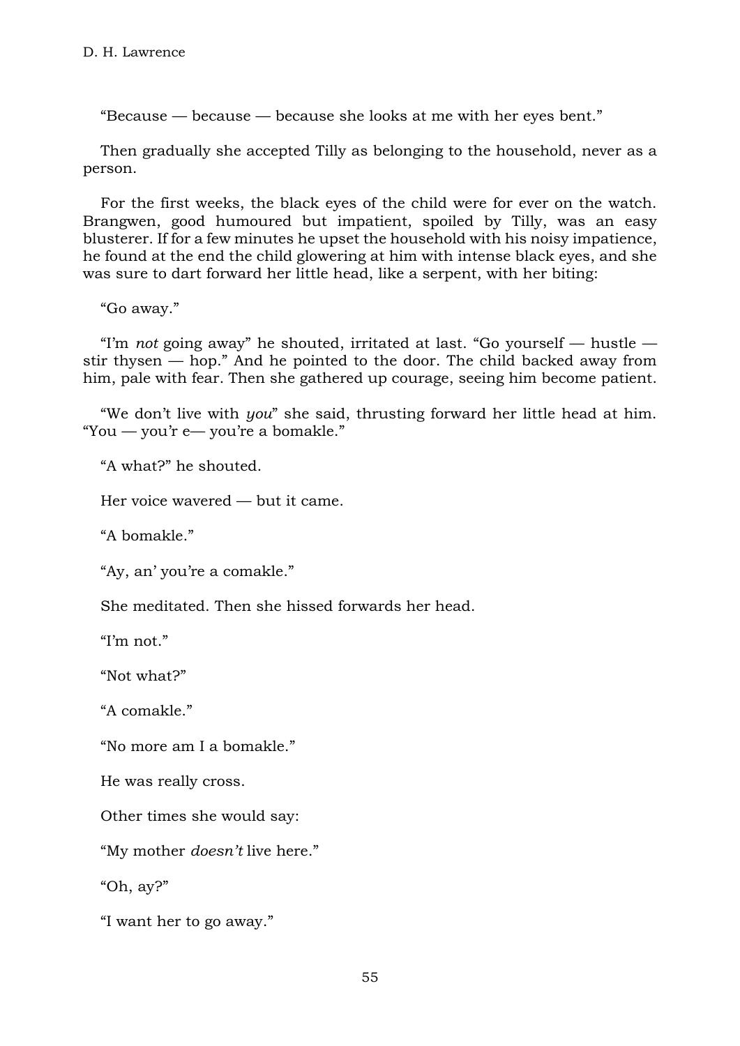"Because — because — because she looks at me with her eyes bent."

Then gradually she accepted Tilly as belonging to the household, never as a person.

For the first weeks, the black eyes of the child were for ever on the watch. Brangwen, good humoured but impatient, spoiled by Tilly, was an easy blusterer. If for a few minutes he upset the household with his noisy impatience, he found at the end the child glowering at him with intense black eyes, and she was sure to dart forward her little head, like a serpent, with her biting:

"Go away."

"I'm *not* going away" he shouted, irritated at last. "Go yourself — hustle — stir thysen — hop." And he pointed to the door. The child backed away from him, pale with fear. Then she gathered up courage, seeing him become patient.

"We don't live with *you*" she said, thrusting forward her little head at him. "You — you'r e— you're a bomakle."

"A what?" he shouted.

Her voice wavered — but it came.

"A bomakle."

"Ay, an' you're a comakle."

She meditated. Then she hissed forwards her head.

"I'm not."

"Not what?"

"A comakle."

"No more am I a bomakle."

He was really cross.

Other times she would say:

"My mother *doesn't* live here."

"Oh, ay?"

"I want her to go away."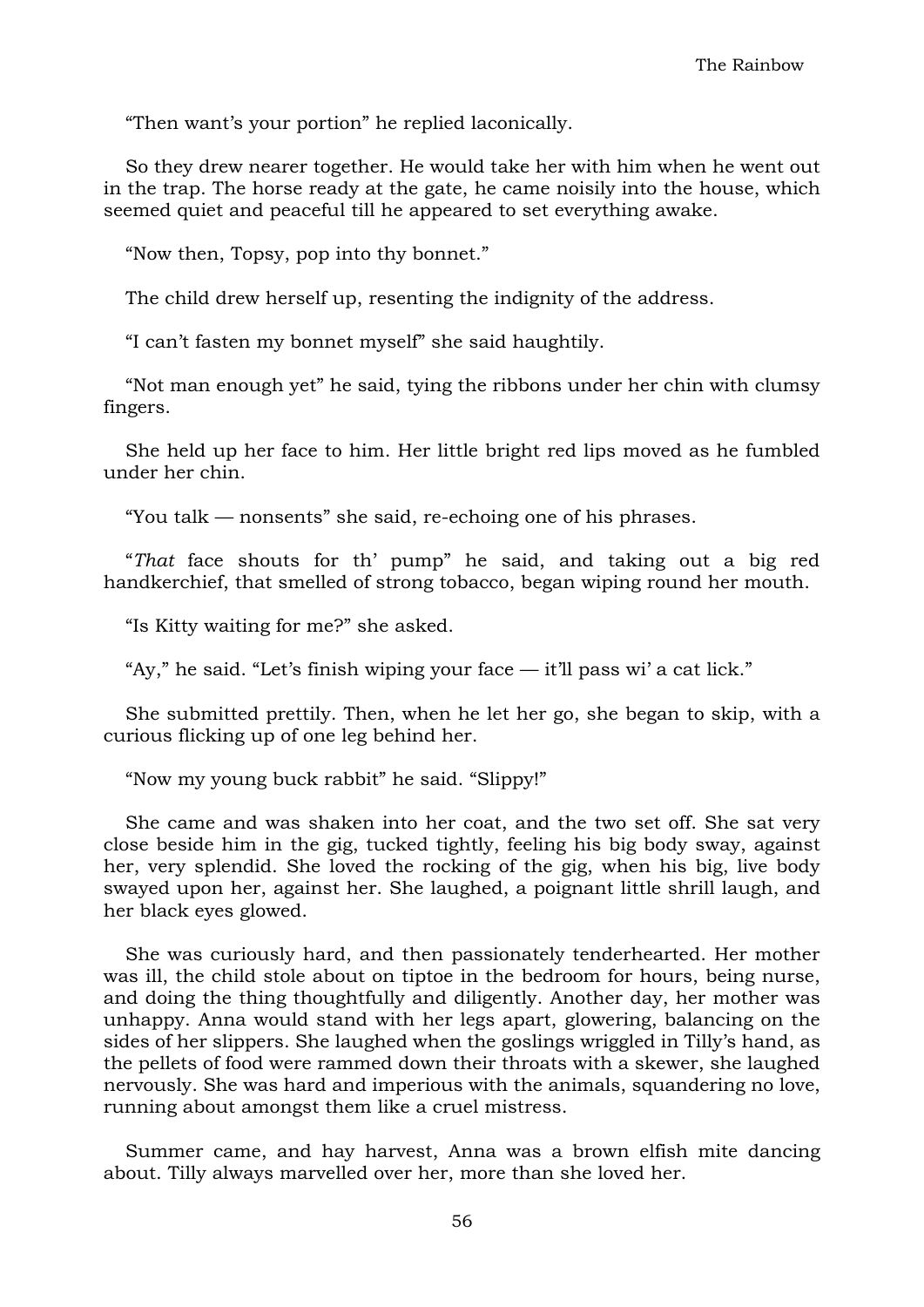“Then want’s your portion” he replied laconically.

So they drew nearer together. He would take her with him when he went out in the trap. The horse ready at the gate, he came noisily into the house, which seemed quiet and peaceful till he appeared to set everything awake.

“Now then, Topsy, pop into thy bonnet.”

The child drew herself up, resenting the indignity of the address.

“I can’t fasten my bonnet myself” she said haughtily.

“Not man enough yet” he said, tying the ribbons under her chin with clumsy fingers.

She held up her face to him. Her little bright red lips moved as he fumbled under her chin.

“You talk — nonsents” she said, re-echoing one of his phrases.

“*That* face shouts for th’ pump” he said, and taking out a big red handkerchief, that smelled of strong tobacco, began wiping round her mouth.

“Is Kitty waiting for me?” she asked.

“Ay,” he said. “Let’s finish wiping your face — it’ll pass wi’ a cat lick.”

She submitted prettily. Then, when he let her go, she began to skip, with a curious flicking up of one leg behind her.

“Now my young buck rabbit” he said. “Slippy!”

She came and was shaken into her coat, and the two set off. She sat very close beside him in the gig, tucked tightly, feeling his big body sway, against her, very splendid. She loved the rocking of the gig, when his big, live body swayed upon her, against her. She laughed, a poignant little shrill laugh, and her black eyes glowed.

She was curiously hard, and then passionately tenderhearted. Her mother was ill, the child stole about on tiptoe in the bedroom for hours, being nurse, and doing the thing thoughtfully and diligently. Another day, her mother was unhappy. Anna would stand with her legs apart, glowering, balancing on the sides of her slippers. She laughed when the goslings wriggled in Tilly’s hand, as the pellets of food were rammed down their throats with a skewer, she laughed nervously. She was hard and imperious with the animals, squandering no love, running about amongst them like a cruel mistress.

Summer came, and hay harvest, Anna was a brown elfish mite dancing about. Tilly always marvelled over her, more than she loved her.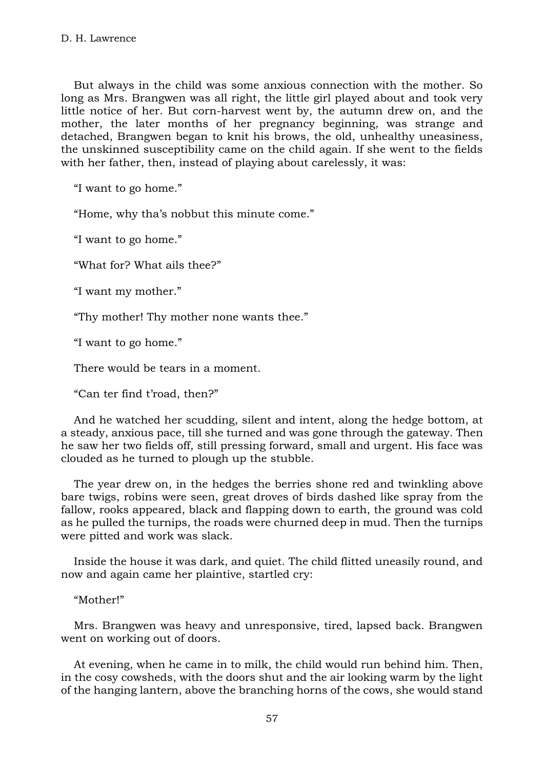But always in the child was some anxious connection with the mother. So long as Mrs. Brangwen was all right, the little girl played about and took very little notice of her. But corn-harvest went by, the autumn drew on, and the mother, the later months of her pregnancy beginning, was strange and detached, Brangwen began to knit his brows, the old, unhealthy uneasiness, the unskinned susceptibility came on the child again. If she went to the fields with her father, then, instead of playing about carelessly, it was:

"I want to go home."

"Home, why tha's nobbut this minute come."

"I want to go home."

"What for? What ails thee?"

"I want my mother."

"Thy mother! Thy mother none wants thee."

"I want to go home."

There would be tears in a moment.

"Can ter find t'road, then?"

And he watched her scudding, silent and intent, along the hedge bottom, at a steady, anxious pace, till she turned and was gone through the gateway. Then he saw her two fields off, still pressing forward, small and urgent. His face was clouded as he turned to plough up the stubble.

The year drew on, in the hedges the berries shone red and twinkling above bare twigs, robins were seen, great droves of birds dashed like spray from the fallow, rooks appeared, black and flapping down to earth, the ground was cold as he pulled the turnips, the roads were churned deep in mud. Then the turnips were pitted and work was slack.

Inside the house it was dark, and quiet. The child flitted uneasily round, and now and again came her plaintive, startled cry:

"Mother!"

Mrs. Brangwen was heavy and unresponsive, tired, lapsed back. Brangwen went on working out of doors.

At evening, when he came in to milk, the child would run behind him. Then, in the cosy cowsheds, with the doors shut and the air looking warm by the light of the hanging lantern, above the branching horns of the cows, she would stand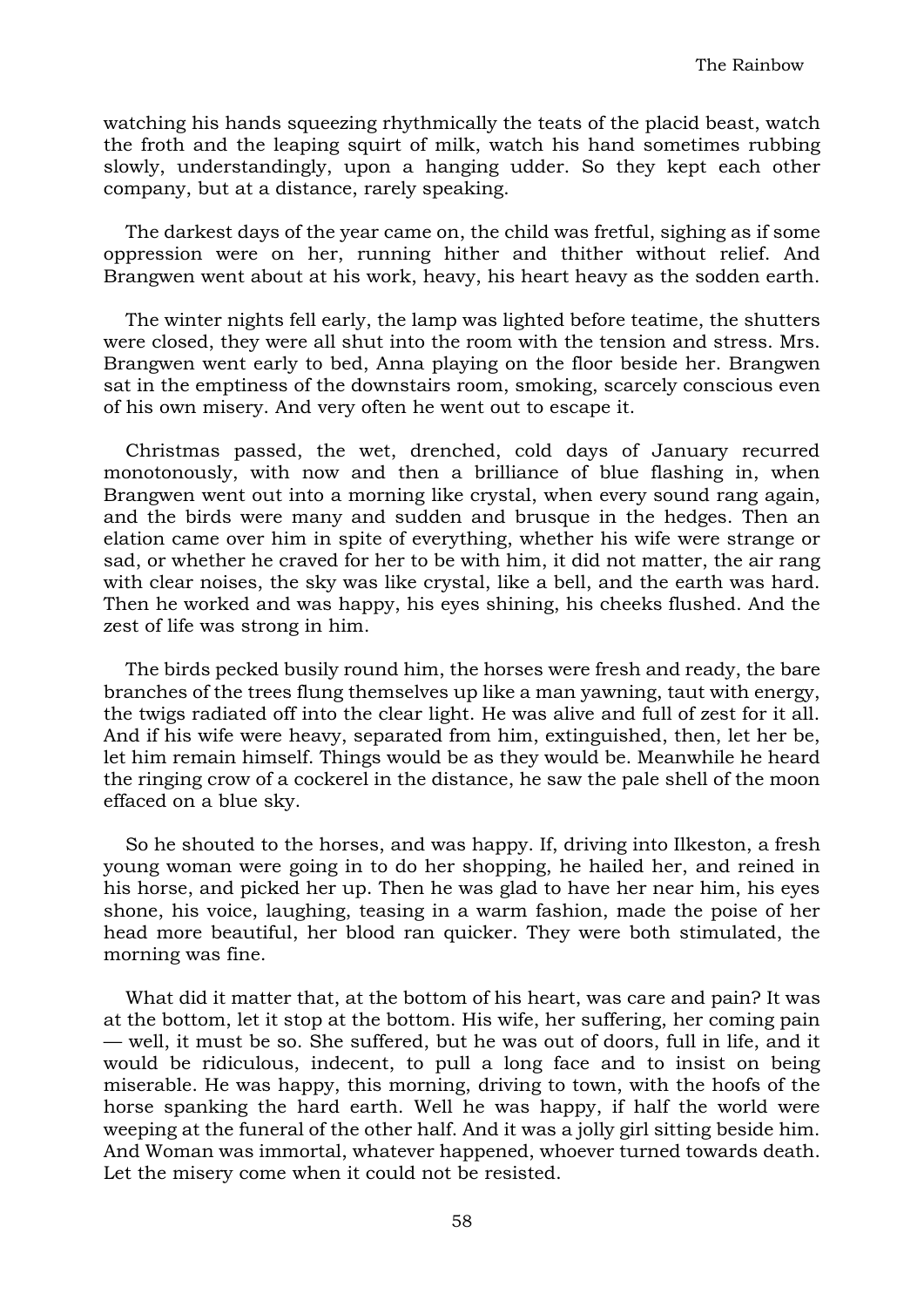watching his hands squeezing rhythmically the teats of the placid beast, watch the froth and the leaping squirt of milk, watch his hand sometimes rubbing slowly, understandingly, upon a hanging udder. So they kept each other company, but at a distance, rarely speaking.

The darkest days of the year came on, the child was fretful, sighing as if some oppression were on her, running hither and thither without relief. And Brangwen went about at his work, heavy, his heart heavy as the sodden earth.

The winter nights fell early, the lamp was lighted before teatime, the shutters were closed, they were all shut into the room with the tension and stress. Mrs. Brangwen went early to bed, Anna playing on the floor beside her. Brangwen sat in the emptiness of the downstairs room, smoking, scarcely conscious even of his own misery. And very often he went out to escape it.

Christmas passed, the wet, drenched, cold days of January recurred monotonously, with now and then a brilliance of blue flashing in, when Brangwen went out into a morning like crystal, when every sound rang again, and the birds were many and sudden and brusque in the hedges. Then an elation came over him in spite of everything, whether his wife were strange or sad, or whether he craved for her to be with him, it did not matter, the air rang with clear noises, the sky was like crystal, like a bell, and the earth was hard. Then he worked and was happy, his eyes shining, his cheeks flushed. And the zest of life was strong in him.

The birds pecked busily round him, the horses were fresh and ready, the bare branches of the trees flung themselves up like a man yawning, taut with energy, the twigs radiated off into the clear light. He was alive and full of zest for it all. And if his wife were heavy, separated from him, extinguished, then, let her be, let him remain himself. Things would be as they would be. Meanwhile he heard the ringing crow of a cockerel in the distance, he saw the pale shell of the moon effaced on a blue sky.

So he shouted to the horses, and was happy. If, driving into Ilkeston, a fresh young woman were going in to do her shopping, he hailed her, and reined in his horse, and picked her up. Then he was glad to have her near him, his eyes shone, his voice, laughing, teasing in a warm fashion, made the poise of her head more beautiful, her blood ran quicker. They were both stimulated, the morning was fine.

What did it matter that, at the bottom of his heart, was care and pain? It was at the bottom, let it stop at the bottom. His wife, her suffering, her coming pain — well, it must be so. She suffered, but he was out of doors, full in life, and it would be ridiculous, indecent, to pull a long face and to insist on being miserable. He was happy, this morning, driving to town, with the hoofs of the horse spanking the hard earth. Well he was happy, if half the world were weeping at the funeral of the other half. And it was a jolly girl sitting beside him. And Woman was immortal, whatever happened, whoever turned towards death. Let the misery come when it could not be resisted.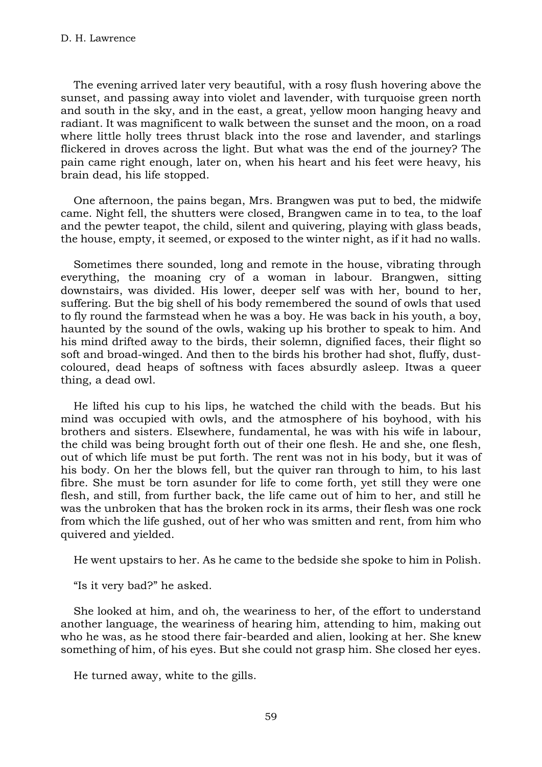The evening arrived later very beautiful, with a rosy flush hovering above the sunset, and passing away into violet and lavender, with turquoise green north and south in the sky, and in the east, a great, yellow moon hanging heavy and radiant. It was magnificent to walk between the sunset and the moon, on a road where little holly trees thrust black into the rose and lavender, and starlings flickered in droves across the light. But what was the end of the journey? The pain came right enough, later on, when his heart and his feet were heavy, his brain dead, his life stopped.

One afternoon, the pains began, Mrs. Brangwen was put to bed, the midwife came. Night fell, the shutters were closed, Brangwen came in to tea, to the loaf and the pewter teapot, the child, silent and quivering, playing with glass beads, the house, empty, it seemed, or exposed to the winter night, as if it had no walls.

Sometimes there sounded, long and remote in the house, vibrating through everything, the moaning cry of a woman in labour. Brangwen, sitting downstairs, was divided. His lower, deeper self was with her, bound to her, suffering. But the big shell of his body remembered the sound of owls that used to fly round the farmstead when he was a boy. He was back in his youth, a boy, haunted by the sound of the owls, waking up his brother to speak to him. And his mind drifted away to the birds, their solemn, dignified faces, their flight so soft and broad-winged. And then to the birds his brother had shot, fluffy, dust-coloured, dead heaps of softness with faces absurdly asleep. Itwas a queer thing, a dead owl.

He lifted his cup to his lips, he watched the child with the beads. But his mind was occupied with owls, and the atmosphere of his boyhood, with his brothers and sisters. Elsewhere, fundamental, he was with his wife in labour, the child was being brought forth out of their one flesh. He and she, one flesh, out of which life must be put forth. The rent was not in his body, but it was of his body. On her the blows fell, but the quiver ran through to him, to his last fibre. She must be torn asunder for life to come forth, yet still they were one flesh, and still, from further back, the life came out of him to her, and still he was the unbroken that has the broken rock in its arms, their flesh was one rock from which the life gushed, out of her who was smitten and rent, from him who quivered and yielded.

He went upstairs to her. As he came to the bedside she spoke to him in Polish.

"Is it very bad?" he asked.

She looked at him, and oh, the weariness to her, of the effort to understand another language, the weariness of hearing him, attending to him, making out who he was, as he stood there fair-bearded and alien, looking at her. She knew something of him, of his eyes. But she could not grasp him. She closed her eyes.

He turned away, white to the gills.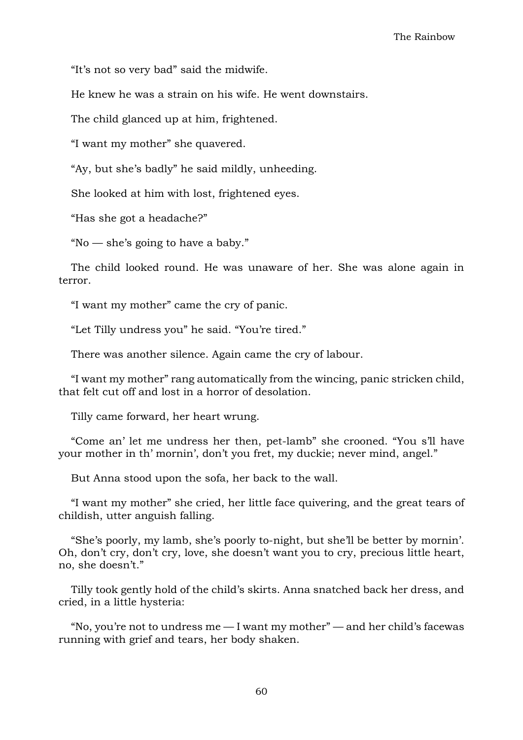“It’s not so very bad” said the midwife.

He knew he was a strain on his wife. He went downstairs.

The child glanced up at him, frightened.

“I want my mother” she quavered.

“Ay, but she’s badly” he said mildly, unheeding.

She looked at him with lost, frightened eyes.

“Has she got a headache?”

“No — she’s going to have a baby.”

The child looked round. He was unaware of her. She was alone again in terror.

“I want my mother” came the cry of panic.

“Let Tilly undress you” he said. “You’re tired.”

There was another silence. Again came the cry of labour.

“I want my mother” rang automatically from the wincing, panic stricken child, that felt cut off and lost in a horror of desolation.

Tilly came forward, her heart wrung.

“Come an’ let me undress her then, pet-lamb” she crooned. “You s’ll have your mother in th’ mornin’, don’t you fret, my duckie; never mind, angel.”

But Anna stood upon the sofa, her back to the wall.

“I want my mother” she cried, her little face quivering, and the great tears of childish, utter anguish falling.

“She’s poorly, my lamb, she’s poorly to-night, but she’ll be better by mornin’. Oh, don’t cry, don’t cry, love, she doesn’t want you to cry, precious little heart, no, she doesn’t.”

Tilly took gently hold of the child’s skirts. Anna snatched back her dress, and cried, in a little hysteria:

“No, you’re not to undress me — I want my mother” — and her child’s facewas running with grief and tears, her body shaken.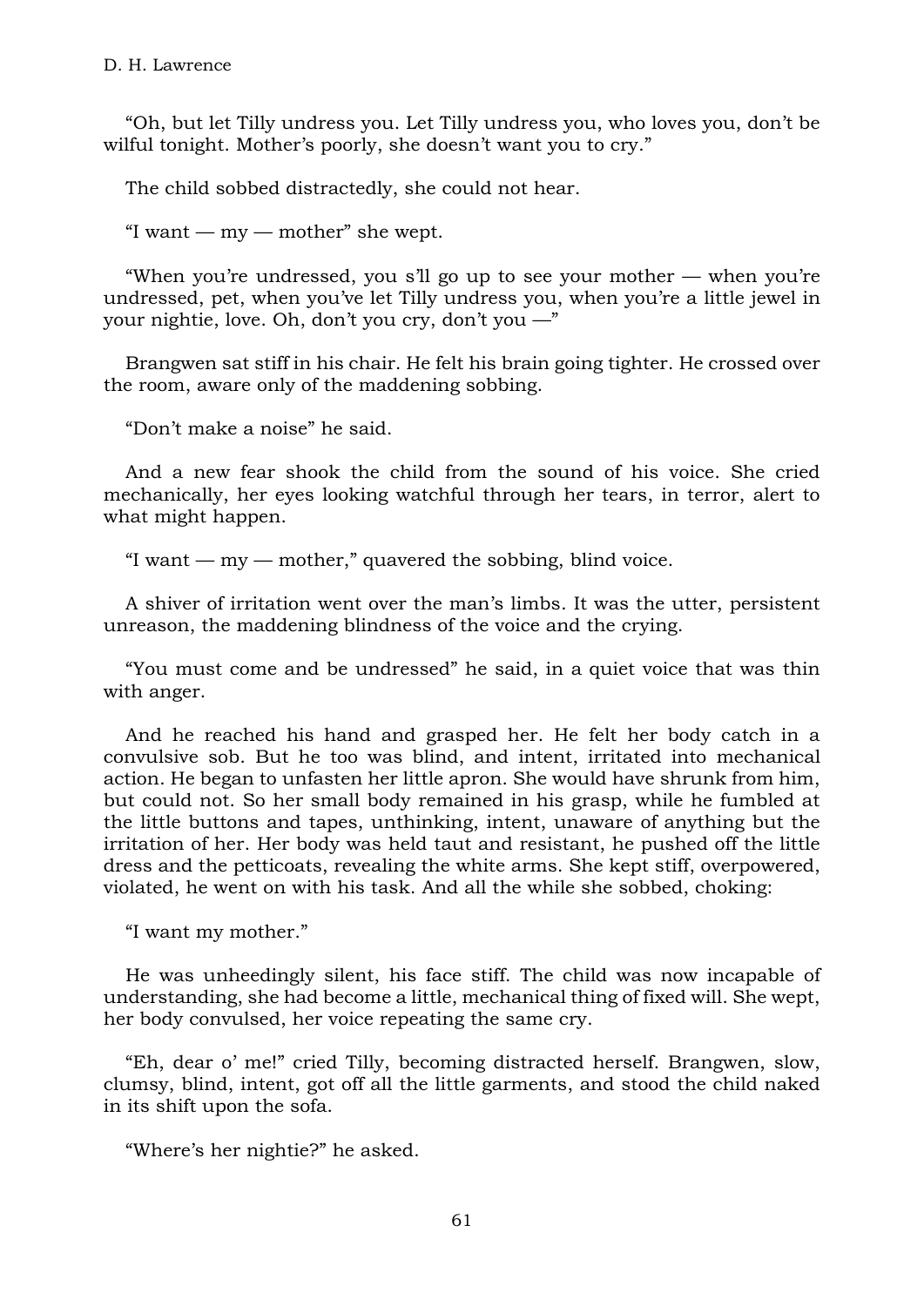"Oh, but let Tilly undress you. Let Tilly undress you, who loves you, don't be wilful tonight. Mother's poorly, she doesn't want you to cry."

The child sobbed distractedly, she could not hear.

"I want — my — mother" she wept.

"When you're undressed, you s'll go up to see your mother — when you're undressed, pet, when you've let Tilly undress you, when you're a little jewel in your nightie, love. Oh, don't you cry, don't you —"

Brangwen sat stiff in his chair. He felt his brain going tighter. He crossed over the room, aware only of the maddening sobbing.

"Don't make a noise" he said.

And a new fear shook the child from the sound of his voice. She cried mechanically, her eyes looking watchful through her tears, in terror, alert to what might happen.

"I want — my — mother," quavered the sobbing, blind voice.

A shiver of irritation went over the man's limbs. It was the utter, persistent unreason, the maddening blindness of the voice and the crying.

"You must come and be undressed" he said, in a quiet voice that was thin with anger.

And he reached his hand and grasped her. He felt her body catch in a convulsive sob. But he too was blind, and intent, irritated into mechanical action. He began to unfasten her little apron. She would have shrunk from him, but could not. So her small body remained in his grasp, while he fumbled at the little buttons and tapes, unthinking, intent, unaware of anything but the irritation of her. Her body was held taut and resistant, he pushed off the little dress and the petticoats, revealing the white arms. She kept stiff, overpowered, violated, he went on with his task. And all the while she sobbed, choking:

"I want my mother."

He was unheedingly silent, his face stiff. The child was now incapable of understanding, she had become a little, mechanical thing of fixed will. She wept, her body convulsed, her voice repeating the same cry.

"Eh, dear o' me!" cried Tilly, becoming distracted herself. Brangwen, slow, clumsy, blind, intent, got off all the little garments, and stood the child naked in its shift upon the sofa.

"Where's her nightie?" he asked.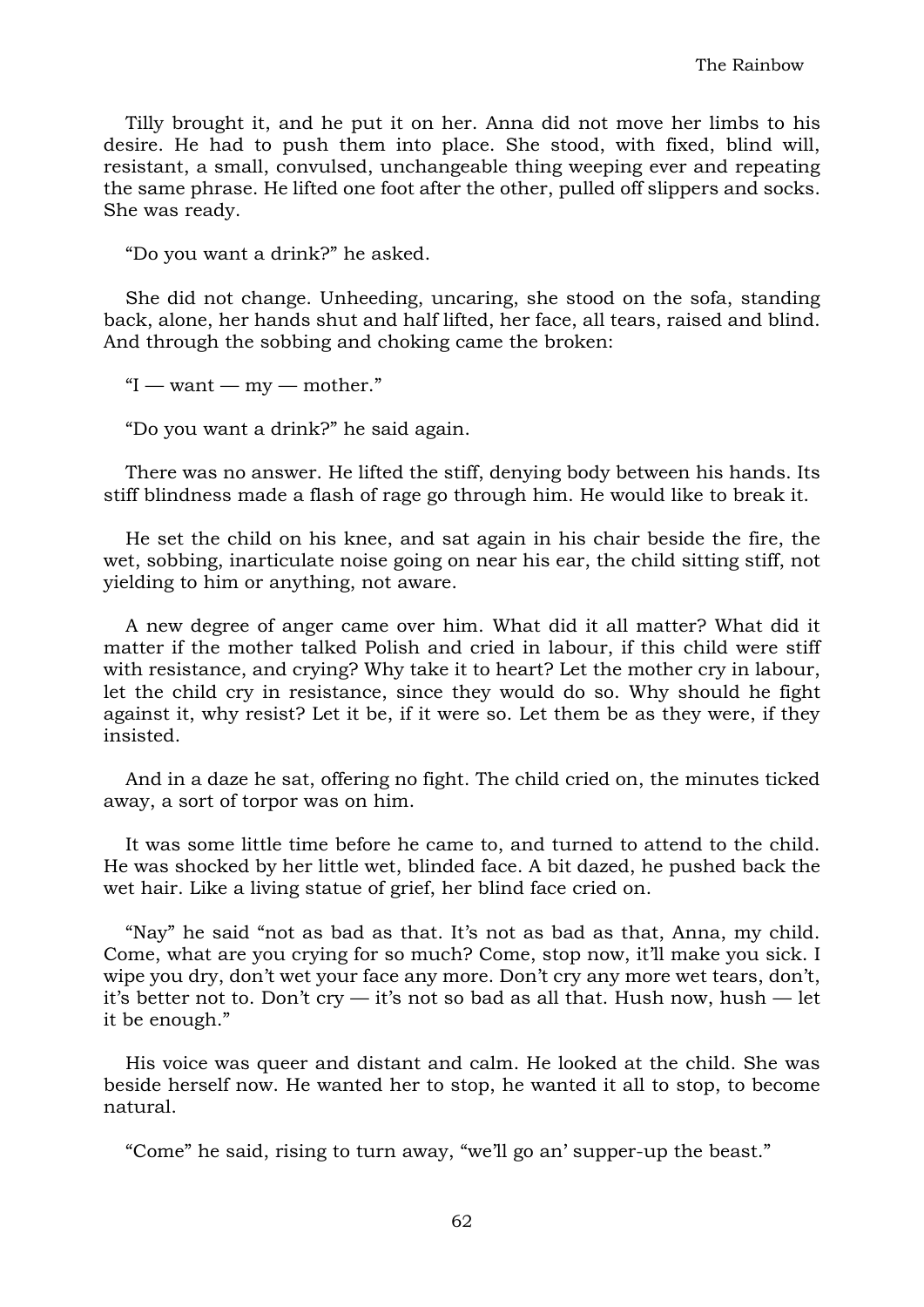Tilly brought it, and he put it on her. Anna did not move her limbs to his desire. He had to push them into place. She stood, with fixed, blind will, resistant, a small, convulsed, unchangeable thing weeping ever and repeating the same phrase. He lifted one foot after the other, pulled off slippers and socks. She was ready.

"Do you want a drink?" he asked.

She did not change. Unheeding, uncaring, she stood on the sofa, standing back, alone, her hands shut and half lifted, her face, all tears, raised and blind. And through the sobbing and choking came the broken:

"I — want — my — mother."

"Do you want a drink?" he said again.

There was no answer. He lifted the stiff, denying body between his hands. Its stiff blindness made a flash of rage go through him. He would like to break it.

He set the child on his knee, and sat again in his chair beside the fire, the wet, sobbing, inarticulate noise going on near his ear, the child sitting stiff, not yielding to him or anything, not aware.

A new degree of anger came over him. What did it all matter? What did it matter if the mother talked Polish and cried in labour, if this child were stiff with resistance, and crying? Why take it to heart? Let the mother cry in labour, let the child cry in resistance, since they would do so. Why should he fight against it, why resist? Let it be, if it were so. Let them be as they were, if they insisted.

And in a daze he sat, offering no fight. The child cried on, the minutes ticked away, a sort of torpor was on him.

It was some little time before he came to, and turned to attend to the child. He was shocked by her little wet, blinded face. A bit dazed, he pushed back the wet hair. Like a living statue of grief, her blind face cried on.

"Nay" he said "not as bad as that. It's not as bad as that, Anna, my child. Come, what are you crying for so much? Come, stop now, it'll make you sick. I wipe you dry, don't wet your face any more. Don't cry any more wet tears, don't, it's better not to. Don't cry — it's not so bad as all that. Hush now, hush — let it be enough."

His voice was queer and distant and calm. He looked at the child. She was beside herself now. He wanted her to stop, he wanted it all to stop, to become natural.

"Come" he said, rising to turn away, "we'll go an' supper-up the beast."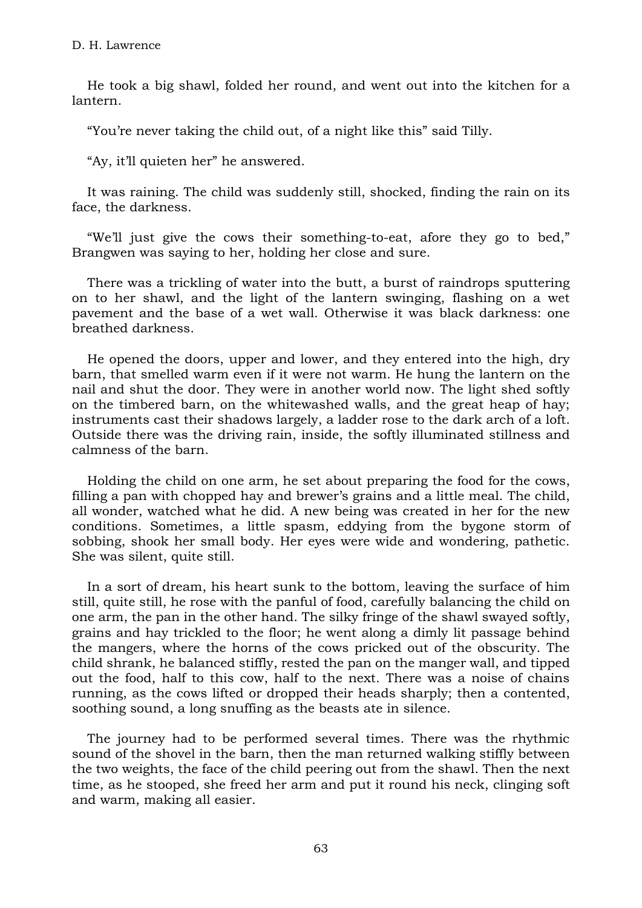He took a big shawl, folded her round, and went out into the kitchen for a lantern.

"You're never taking the child out, of a night like this" said Tilly.

"Ay, it'll quieten her" he answered.

It was raining. The child was suddenly still, shocked, finding the rain on its face, the darkness.

"We'll just give the cows their something-to-eat, afore they go to bed," Brangwen was saying to her, holding her close and sure.

There was a trickling of water into the butt, a burst of raindrops sputtering on to her shawl, and the light of the lantern swinging, flashing on a wet pavement and the base of a wet wall. Otherwise it was black darkness: one breathed darkness.

He opened the doors, upper and lower, and they entered into the high, dry barn, that smelled warm even if it were not warm. He hung the lantern on the nail and shut the door. They were in another world now. The light shed softly on the timbered barn, on the whitewashed walls, and the great heap of hay; instruments cast their shadows largely, a ladder rose to the dark arch of a loft. Outside there was the driving rain, inside, the softly illuminated stillness and calmness of the barn.

Holding the child on one arm, he set about preparing the food for the cows, filling a pan with chopped hay and brewer's grains and a little meal. The child, all wonder, watched what he did. A new being was created in her for the new conditions. Sometimes, a little spasm, eddying from the bygone storm of sobbing, shook her small body. Her eyes were wide and wondering, pathetic. She was silent, quite still.

In a sort of dream, his heart sunk to the bottom, leaving the surface of him still, quite still, he rose with the panful of food, carefully balancing the child on one arm, the pan in the other hand. The silky fringe of the shawl swayed softly, grains and hay trickled to the floor; he went along a dimly lit passage behind the mangers, where the horns of the cows pricked out of the obscurity. The child shrank, he balanced stiffly, rested the pan on the manger wall, and tipped out the food, half to this cow, half to the next. There was a noise of chains running, as the cows lifted or dropped their heads sharply; then a contented, soothing sound, a long snuffing as the beasts ate in silence.

The journey had to be performed several times. There was the rhythmic sound of the shovel in the barn, then the man returned walking stiffly between the two weights, the face of the child peering out from the shawl. Then the next time, as he stooped, she freed her arm and put it round his neck, clinging soft and warm, making all easier.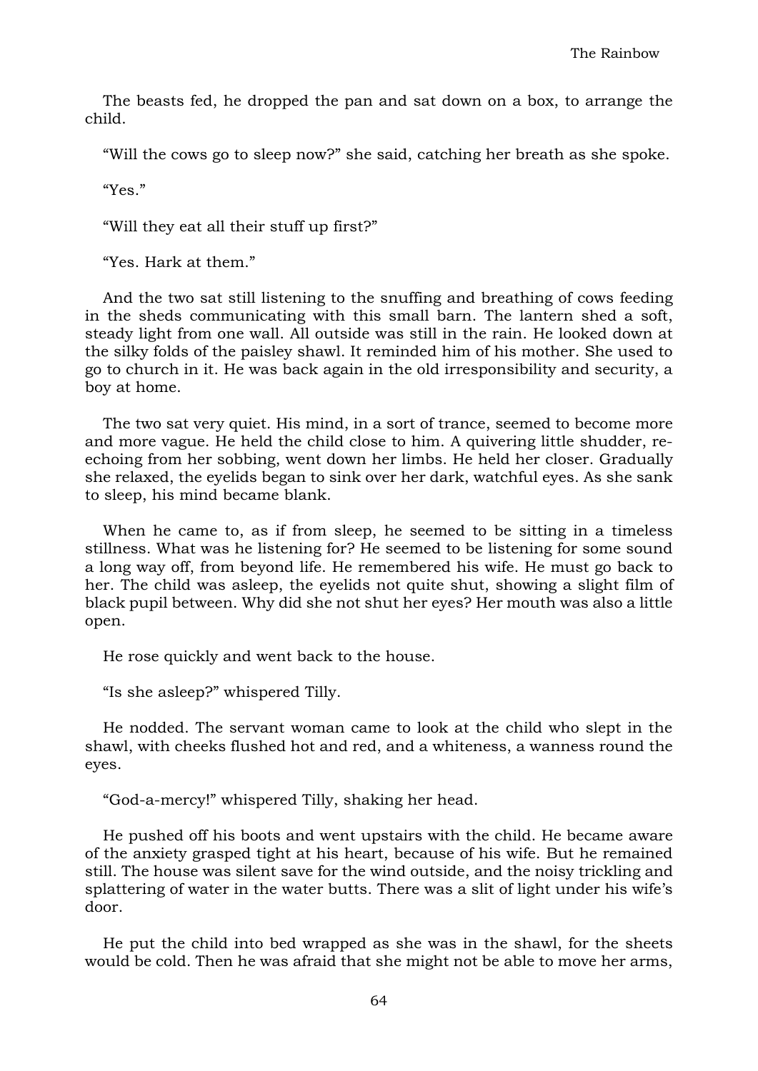The beasts fed, he dropped the pan and sat down on a box, to arrange the child.

"Will the cows go to sleep now?" she said, catching her breath as she spoke.

"Yes."

"Will they eat all their stuff up first?"

"Yes. Hark at them."

And the two sat still listening to the snuffing and breathing of cows feeding in the sheds communicating with this small barn. The lantern shed a soft, steady light from one wall. All outside was still in the rain. He looked down at the silky folds of the paisley shawl. It reminded him of his mother. She used to go to church in it. He was back again in the old irresponsibility and security, a boy at home.

The two sat very quiet. His mind, in a sort of trance, seemed to become more and more vague. He held the child close to him. A quivering little shudder, re-echoing from her sobbing, went down her limbs. He held her closer. Gradually she relaxed, the eyelids began to sink over her dark, watchful eyes. As she sank to sleep, his mind became blank.

When he came to, as if from sleep, he seemed to be sitting in a timeless stillness. What was he listening for? He seemed to be listening for some sound a long way off, from beyond life. He remembered his wife. He must go back to her. The child was asleep, the eyelids not quite shut, showing a slight film of black pupil between. Why did she not shut her eyes? Her mouth was also a little open.

He rose quickly and went back to the house.

"Is she asleep?" whispered Tilly.

He nodded. The servant woman came to look at the child who slept in the shawl, with cheeks flushed hot and red, and a whiteness, a wanness round the eyes.

"God-a-mercy!" whispered Tilly, shaking her head.

He pushed off his boots and went upstairs with the child. He became aware of the anxiety grasped tight at his heart, because of his wife. But he remained still. The house was silent save for the wind outside, and the noisy trickling and splattering of water in the water butts. There was a slit of light under his wife's door.

He put the child into bed wrapped as she was in the shawl, for the sheets would be cold. Then he was afraid that she might not be able to move her arms,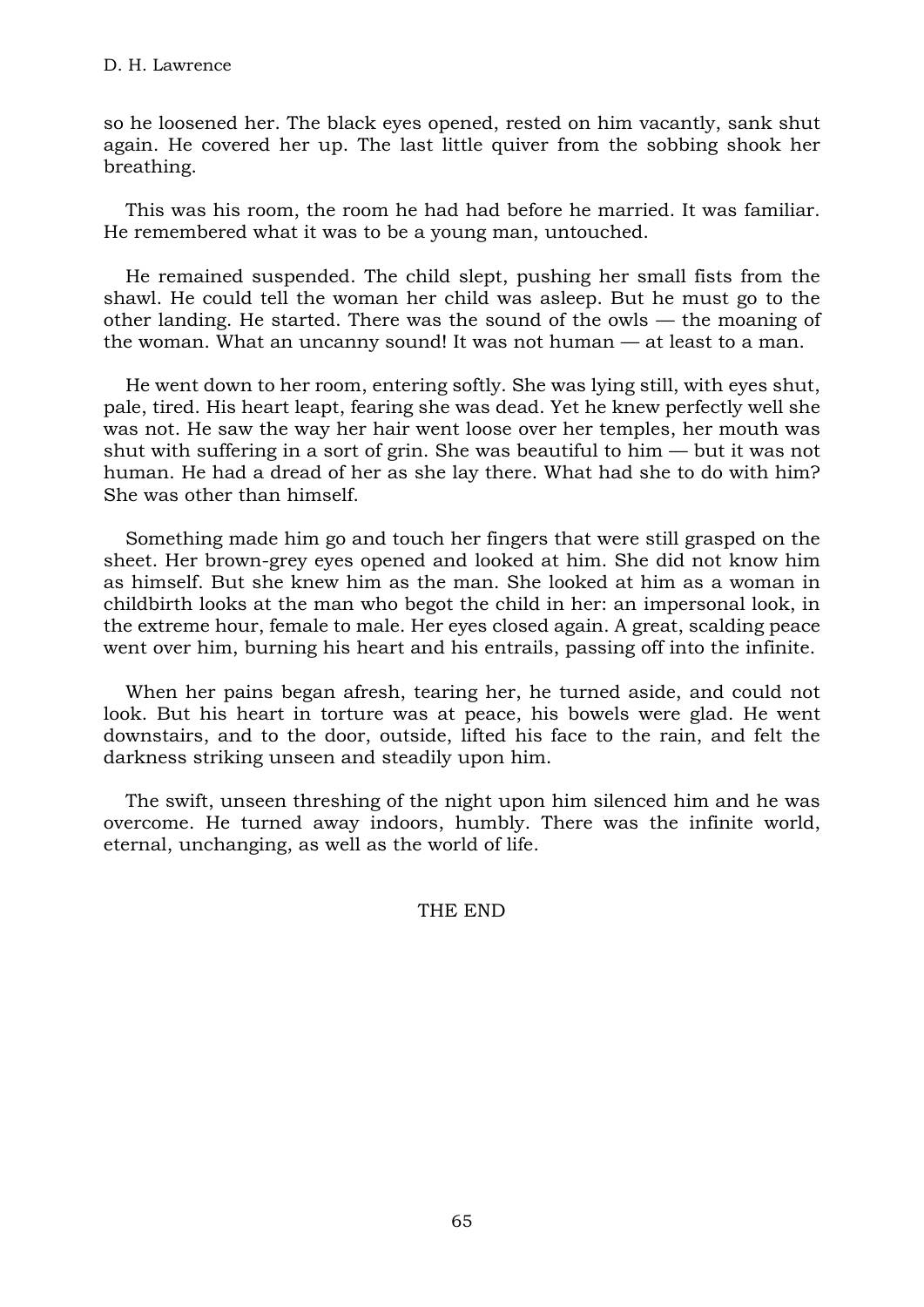so he loosened her. The black eyes opened, rested on him vacantly, sank shut again. He covered her up. The last little quiver from the sobbing shook her breathing.

This was his room, the room he had had before he married. It was familiar. He remembered what it was to be a young man, untouched.

He remained suspended. The child slept, pushing her small fists from the shawl. He could tell the woman her child was asleep. But he must go to the other landing. He started. There was the sound of the owls — the moaning of the woman. What an uncanny sound! It was not human — at least to a man.

He went down to her room, entering softly. She was lying still, with eyes shut, pale, tired. His heart leapt, fearing she was dead. Yet he knew perfectly well she was not. He saw the way her hair went loose over her temples, her mouth was shut with suffering in a sort of grin. She was beautiful to him — but it was not human. He had a dread of her as she lay there. What had she to do with him? She was other than himself.

Something made him go and touch her fingers that were still grasped on the sheet. Her brown-grey eyes opened and looked at him. She did not know him as himself. But she knew him as the man. She looked at him as a woman in childbirth looks at the man who begot the child in her: an impersonal look, in the extreme hour, female to male. Her eyes closed again. A great, scalding peace went over him, burning his heart and his entrails, passing off into the infinite.

When her pains began afresh, tearing her, he turned aside, and could not look. But his heart in torture was at peace, his bowels were glad. He went downstairs, and to the door, outside, lifted his face to the rain, and felt the darkness striking unseen and steadily upon him.

The swift, unseen threshing of the night upon him silenced him and he was overcome. He turned away indoors, humbly. There was the infinite world, eternal, unchanging, as well as the world of life.

THE END